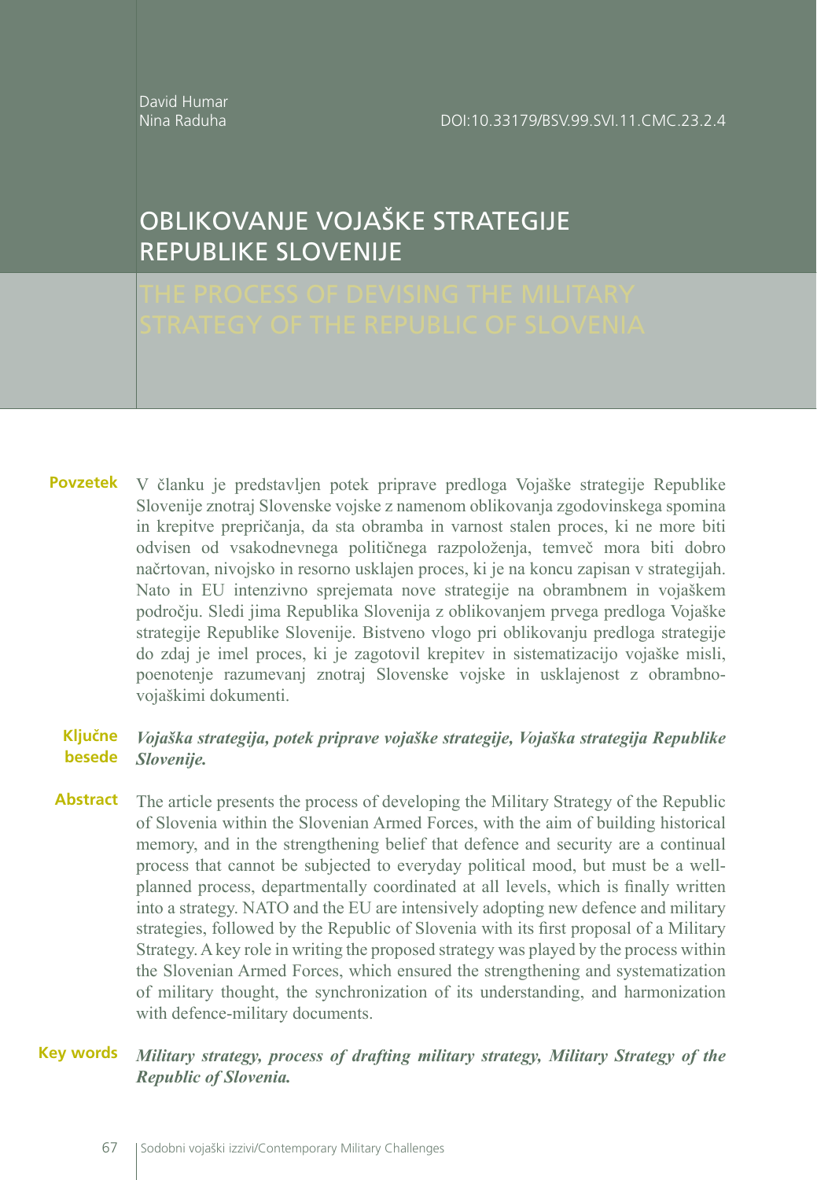David Humar
Nina Raduha

DOI:10.33179/BSV.99.SVI.11.CMC.23.2.4

# OBLIKOVANJE VOJAŠKE STRATEGIJE REPUBLIKE SLOVENIJE

# THE PROCESS OF DEVISING THE MILITARY STRATEGY OF THE REPUBLIC OF SLOVENIA

**Povzetek** V članku je predstavljen potek priprave predloga Vojaške strategije Republike Slovenije znotraj Slovenske vojske z namenom oblikovanja zgodovinskega spomina in krepitve prepričanja, da sta obramba in varnost stalen proces, ki ne more biti odvisen od vsakodnevnega političnega razpoloženja, temveč mora biti dobro načrtovan, nivojsko in resorno usklajen proces, ki je na koncu zapisan v strategijah. Nato in EU intenzivno sprejemata nove strategije na obrambnem in vojaškem področju. Sledi jima Republika Slovenija z oblikovanjem prvega predloga Vojaške strategije Republike Slovenije. Bistveno vlogo pri oblikovanju predloga strategije do zdaj je imel proces, ki je zagotovil krepitev in sistematizacijo vojaške misli, poenotenje razumevanj znotraj Slovenske vojske in usklajenost z obrambno-vojaškimi dokumenti.

**Ključne besede** ***Vojaška strategija, potek priprave vojaške strategije, Vojaška strategija Republike Slovenije.***

**Abstract** The article presents the process of developing the Military Strategy of the Republic of Slovenia within the Slovenian Armed Forces, with the aim of building historical memory, and in the strengthening belief that defence and security are a continual process that cannot be subjected to everyday political mood, but must be a well-planned process, departmentally coordinated at all levels, which is finally written into a strategy. NATO and the EU are intensively adopting new defence and military strategies, followed by the Republic of Slovenia with its first proposal of a Military Strategy. A key role in writing the proposed strategy was played by the process within the Slovenian Armed Forces, which ensured the strengthening and systematization of military thought, the synchronization of its understanding, and harmonization with defence-military documents.

**Key words** ***Military strategy, process of drafting military strategy, Military Strategy of the Republic of Slovenia.***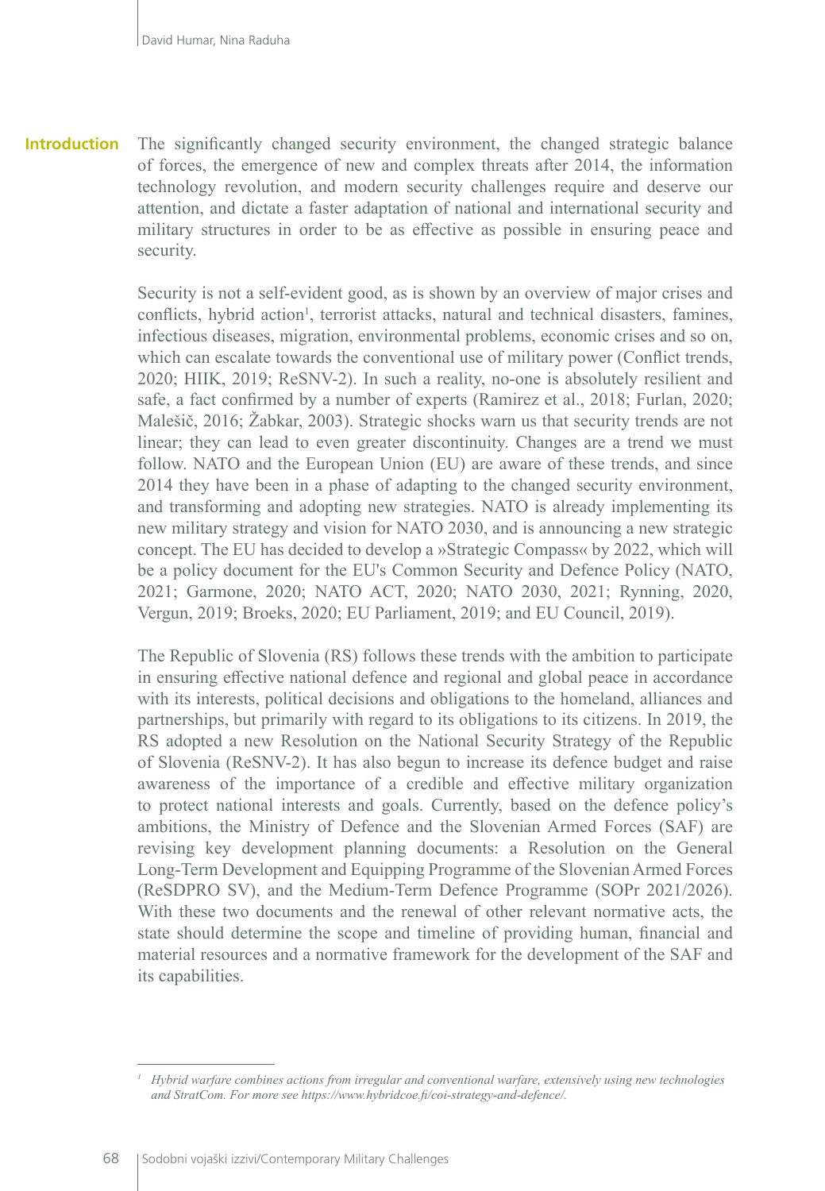## Introduction

The significantly changed security environment, the changed strategic balance of forces, the emergence of new and complex threats after 2014, the information technology revolution, and modern security challenges require and deserve our attention, and dictate a faster adaptation of national and international security and military structures in order to be as effective as possible in ensuring peace and security.

Security is not a self-evident good, as is shown by an overview of major crises and conflicts, hybrid action[1], terrorist attacks, natural and technical disasters, famines, infectious diseases, migration, environmental problems, economic crises and so on, which can escalate towards the conventional use of military power (Conflict trends, 2020; HIIK, 2019; ReSNV-2). In such a reality, no-one is absolutely resilient and safe, a fact confirmed by a number of experts (Ramirez et al., 2018; Furlan, 2020; Malešič, 2016; Žabkar, 2003). Strategic shocks warn us that security trends are not linear; they can lead to even greater discontinuity. Changes are a trend we must follow. NATO and the European Union (EU) are aware of these trends, and since 2014 they have been in a phase of adapting to the changed security environment, and transforming and adopting new strategies. NATO is already implementing its new military strategy and vision for NATO 2030, and is announcing a new strategic concept. The EU has decided to develop a »Strategic Compass« by 2022, which will be a policy document for the EU's Common Security and Defence Policy (NATO, 2021; Garmone, 2020; NATO ACT, 2020; NATO 2030, 2021; Rynning, 2020, Vergun, 2019; Broeks, 2020; EU Parliament, 2019; and EU Council, 2019).

The Republic of Slovenia (RS) follows these trends with the ambition to participate in ensuring effective national defence and regional and global peace in accordance with its interests, political decisions and obligations to the homeland, alliances and partnerships, but primarily with regard to its obligations to its citizens. In 2019, the RS adopted a new Resolution on the National Security Strategy of the Republic of Slovenia (ReSNV-2). It has also begun to increase its defence budget and raise awareness of the importance of a credible and effective military organization to protect national interests and goals. Currently, based on the defence policy's ambitions, the Ministry of Defence and the Slovenian Armed Forces (SAF) are revising key development planning documents: a Resolution on the General Long-Term Development and Equipping Programme of the Slovenian Armed Forces (ReSDPRO SV), and the Medium-Term Defence Programme (SOPr 2021/2026). With these two documents and the renewal of other relevant normative acts, the state should determine the scope and timeline of providing human, financial and material resources and a normative framework for the development of the SAF and its capabilities.

---

[1] *Hybrid warfare combines actions from irregular and conventional warfare, extensively using new technologies and StratCom. For more see https://www.hybridcoe.fi/coi-strategy-and-defence/.*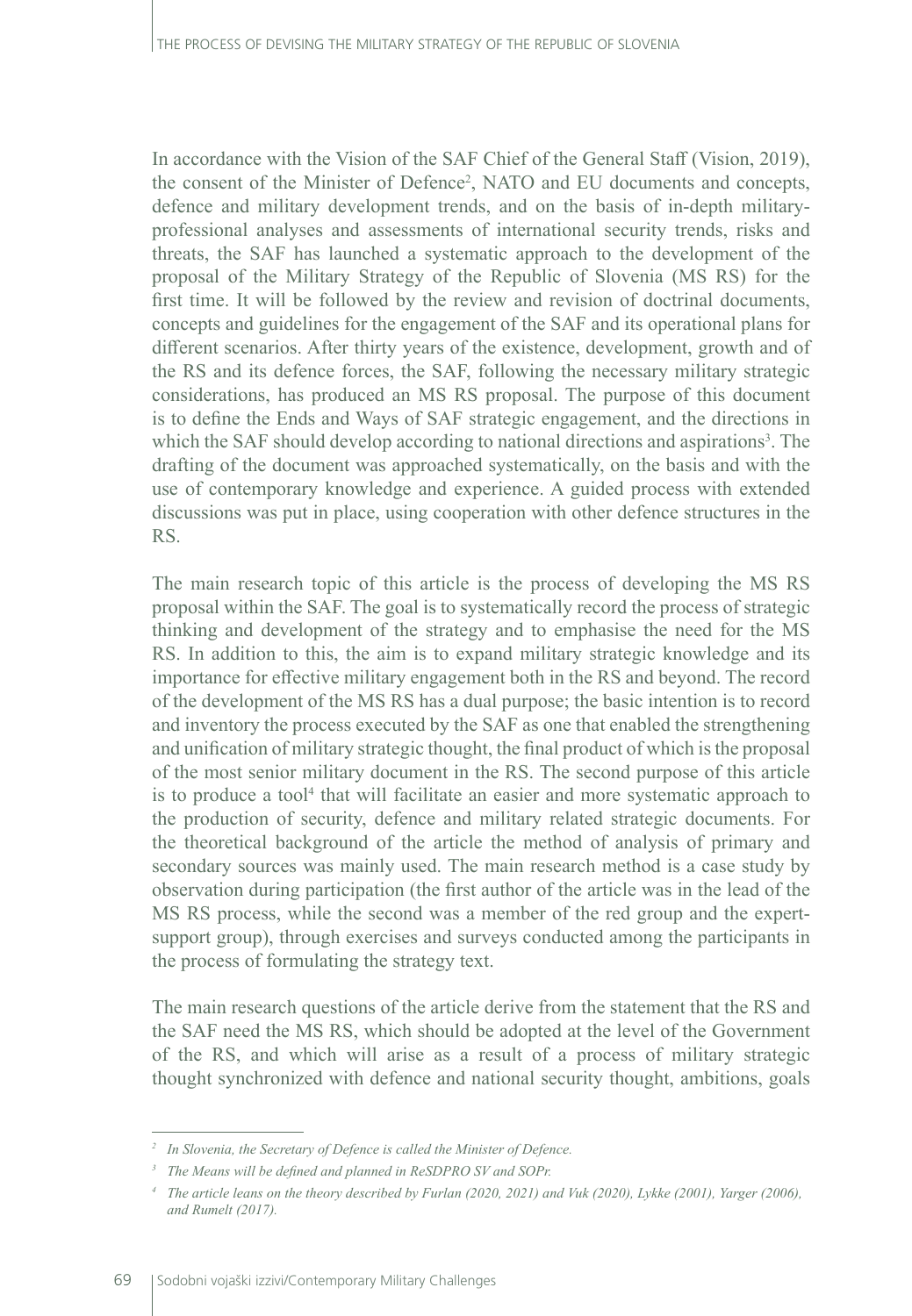In accordance with the Vision of the SAF Chief of the General Staff (Vision, 2019), the consent of the Minister of Defence[2], NATO and EU documents and concepts, defence and military development trends, and on the basis of in-depth military-professional analyses and assessments of international security trends, risks and threats, the SAF has launched a systematic approach to the development of the proposal of the Military Strategy of the Republic of Slovenia (MS RS) for the first time. It will be followed by the review and revision of doctrinal documents, concepts and guidelines for the engagement of the SAF and its operational plans for different scenarios. After thirty years of the existence, development, growth and of the RS and its defence forces, the SAF, following the necessary military strategic considerations, has produced an MS RS proposal. The purpose of this document is to define the Ends and Ways of SAF strategic engagement, and the directions in which the SAF should develop according to national directions and aspirations[3]. The drafting of the document was approached systematically, on the basis and with the use of contemporary knowledge and experience. A guided process with extended discussions was put in place, using cooperation with other defence structures in the RS.

The main research topic of this article is the process of developing the MS RS proposal within the SAF. The goal is to systematically record the process of strategic thinking and development of the strategy and to emphasise the need for the MS RS. In addition to this, the aim is to expand military strategic knowledge and its importance for effective military engagement both in the RS and beyond. The record of the development of the MS RS has a dual purpose; the basic intention is to record and inventory the process executed by the SAF as one that enabled the strengthening and unification of military strategic thought, the final product of which is the proposal of the most senior military document in the RS. The second purpose of this article is to produce a tool[4] that will facilitate an easier and more systematic approach to the production of security, defence and military related strategic documents. For the theoretical background of the article the method of analysis of primary and secondary sources was mainly used. The main research method is a case study by observation during participation (the first author of the article was in the lead of the MS RS process, while the second was a member of the red group and the expert-support group), through exercises and surveys conducted among the participants in the process of formulating the strategy text.

The main research questions of the article derive from the statement that the RS and the SAF need the MS RS, which should be adopted at the level of the Government of the RS, and which will arise as a result of a process of military strategic thought synchronized with defence and national security thought, ambitions, goals

---

*[2] In Slovenia, the Secretary of Defence is called the Minister of Defence.*

*[3] The Means will be defined and planned in ReSDPRO SV and SOPr.*

*[4] The article leans on the theory described by Furlan (2020, 2021) and Vuk (2020), Lykke (2001), Yarger (2006), and Rumelt (2017).*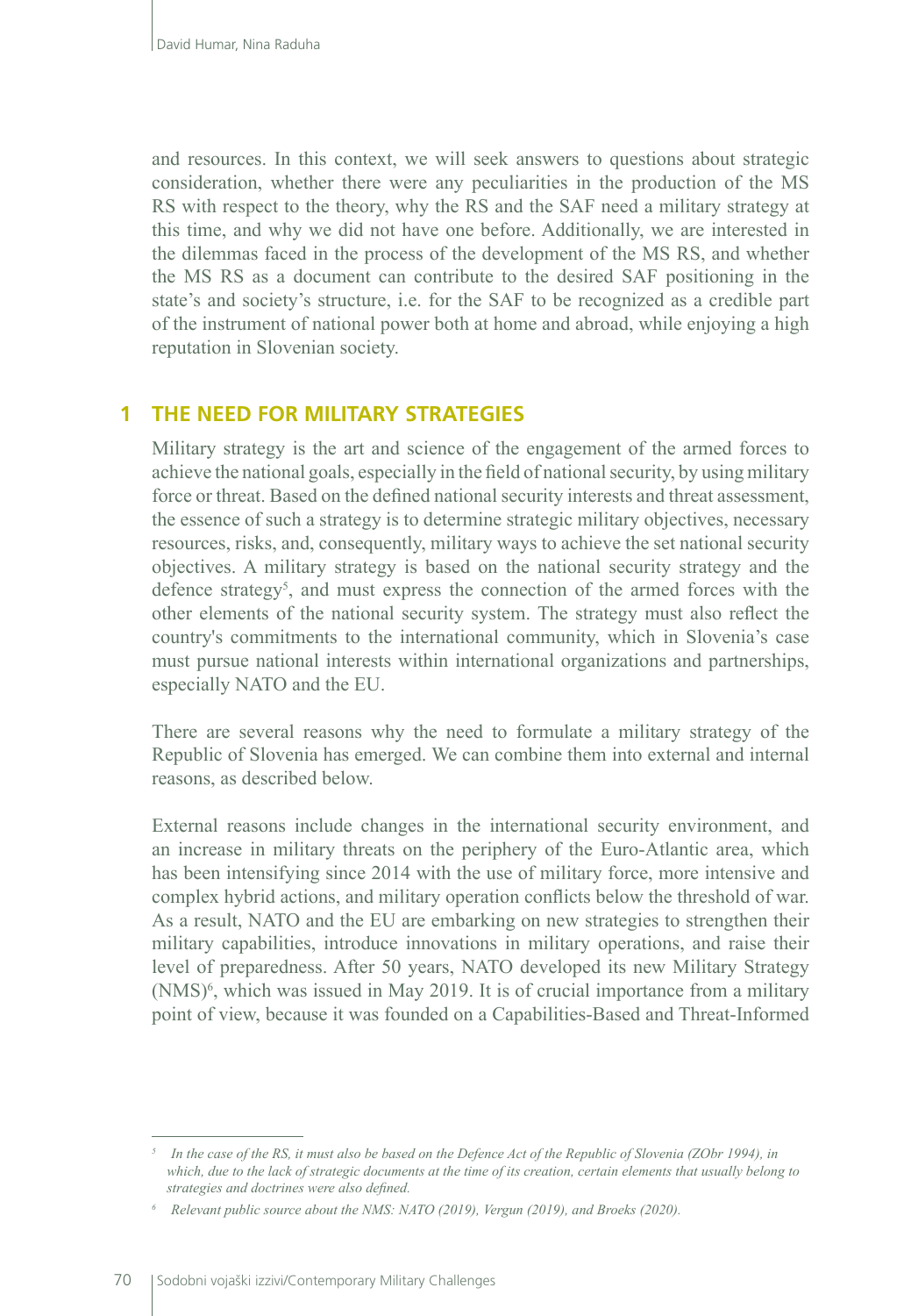and resources. In this context, we will seek answers to questions about strategic consideration, whether there were any peculiarities in the production of the MS RS with respect to the theory, why the RS and the SAF need a military strategy at this time, and why we did not have one before. Additionally, we are interested in the dilemmas faced in the process of the development of the MS RS, and whether the MS RS as a document can contribute to the desired SAF positioning in the state's and society's structure, i.e. for the SAF to be recognized as a credible part of the instrument of national power both at home and abroad, while enjoying a high reputation in Slovenian society.

## 1 THE NEED FOR MILITARY STRATEGIES

Military strategy is the art and science of the engagement of the armed forces to achieve the national goals, especially in the field of national security, by using military force or threat. Based on the defined national security interests and threat assessment, the essence of such a strategy is to determine strategic military objectives, necessary resources, risks, and, consequently, military ways to achieve the set national security objectives. A military strategy is based on the national security strategy and the defence strategy[5], and must express the connection of the armed forces with the other elements of the national security system. The strategy must also reflect the country's commitments to the international community, which in Slovenia's case must pursue national interests within international organizations and partnerships, especially NATO and the EU.

There are several reasons why the need to formulate a military strategy of the Republic of Slovenia has emerged. We can combine them into external and internal reasons, as described below.

External reasons include changes in the international security environment, and an increase in military threats on the periphery of the Euro-Atlantic area, which has been intensifying since 2014 with the use of military force, more intensive and complex hybrid actions, and military operation conflicts below the threshold of war. As a result, NATO and the EU are embarking on new strategies to strengthen their military capabilities, introduce innovations in military operations, and raise their level of preparedness. After 50 years, NATO developed its new Military Strategy (NMS)[6], which was issued in May 2019. It is of crucial importance from a military point of view, because it was founded on a Capabilities-Based and Threat-Informed

---

[5] *In the case of the RS, it must also be based on the Defence Act of the Republic of Slovenia (ZObr 1994), in which, due to the lack of strategic documents at the time of its creation, certain elements that usually belong to strategies and doctrines were also defined.*

[6] *Relevant public source about the NMS: NATO (2019), Vergun (2019), and Broeks (2020).*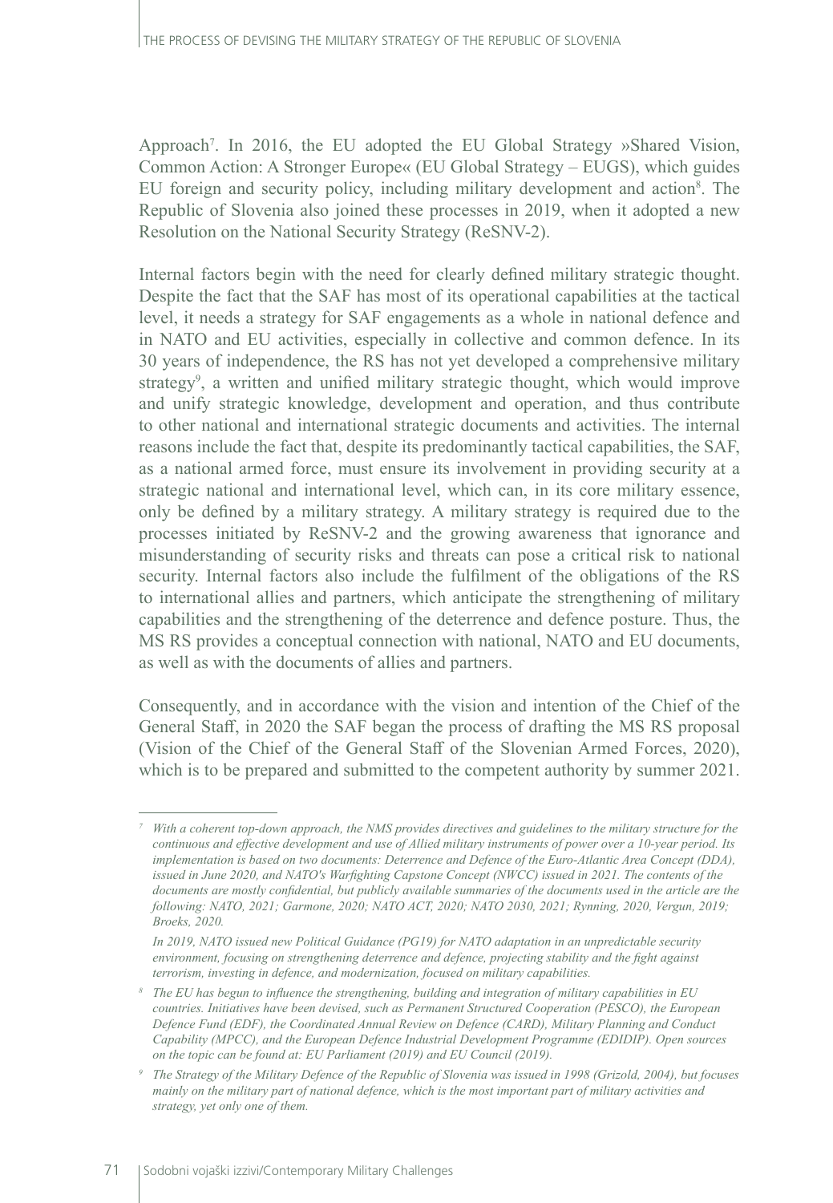Approach[7]. In 2016, the EU adopted the EU Global Strategy »Shared Vision, Common Action: A Stronger Europe« (EU Global Strategy – EUGS), which guides EU foreign and security policy, including military development and action[8]. The Republic of Slovenia also joined these processes in 2019, when it adopted a new Resolution on the National Security Strategy (ReSNV-2).

Internal factors begin with the need for clearly defined military strategic thought. Despite the fact that the SAF has most of its operational capabilities at the tactical level, it needs a strategy for SAF engagements as a whole in national defence and in NATO and EU activities, especially in collective and common defence. In its 30 years of independence, the RS has not yet developed a comprehensive military strategy[9], a written and unified military strategic thought, which would improve and unify strategic knowledge, development and operation, and thus contribute to other national and international strategic documents and activities. The internal reasons include the fact that, despite its predominantly tactical capabilities, the SAF, as a national armed force, must ensure its involvement in providing security at a strategic national and international level, which can, in its core military essence, only be defined by a military strategy. A military strategy is required due to the processes initiated by ReSNV-2 and the growing awareness that ignorance and misunderstanding of security risks and threats can pose a critical risk to national security. Internal factors also include the fulfilment of the obligations of the RS to international allies and partners, which anticipate the strengthening of military capabilities and the strengthening of the deterrence and defence posture. Thus, the MS RS provides a conceptual connection with national, NATO and EU documents, as well as with the documents of allies and partners.

Consequently, and in accordance with the vision and intention of the Chief of the General Staff, in 2020 the SAF began the process of drafting the MS RS proposal (Vision of the Chief of the General Staff of the Slovenian Armed Forces, 2020), which is to be prepared and submitted to the competent authority by summer 2021.

---

[7] *With a coherent top-down approach, the NMS provides directives and guidelines to the military structure for the continuous and effective development and use of Allied military instruments of power over a 10-year period. Its implementation is based on two documents: Deterrence and Defence of the Euro-Atlantic Area Concept (DDA), issued in June 2020, and NATO's Warfighting Capstone Concept (NWCC) issued in 2021. The contents of the documents are mostly confidential, but publicly available summaries of the documents used in the article are the following: NATO, 2021; Garmone, 2020; NATO ACT, 2020; NATO 2030, 2021; Rynning, 2020, Vergun, 2019; Broeks, 2020.*

*In 2019, NATO issued new Political Guidance (PG19) for NATO adaptation in an unpredictable security environment, focusing on strengthening deterrence and defence, projecting stability and the fight against terrorism, investing in defence, and modernization, focused on military capabilities.*

[8] *The EU has begun to influence the strengthening, building and integration of military capabilities in EU countries. Initiatives have been devised, such as Permanent Structured Cooperation (PESCO), the European Defence Fund (EDF), the Coordinated Annual Review on Defence (CARD), Military Planning and Conduct Capability (MPCC), and the European Defence Industrial Development Programme (EDIDIP). Open sources on the topic can be found at: EU Parliament (2019) and EU Council (2019).*

[9] *The Strategy of the Military Defence of the Republic of Slovenia was issued in 1998 (Grizold, 2004), but focuses mainly on the military part of national defence, which is the most important part of military activities and strategy, yet only one of them.*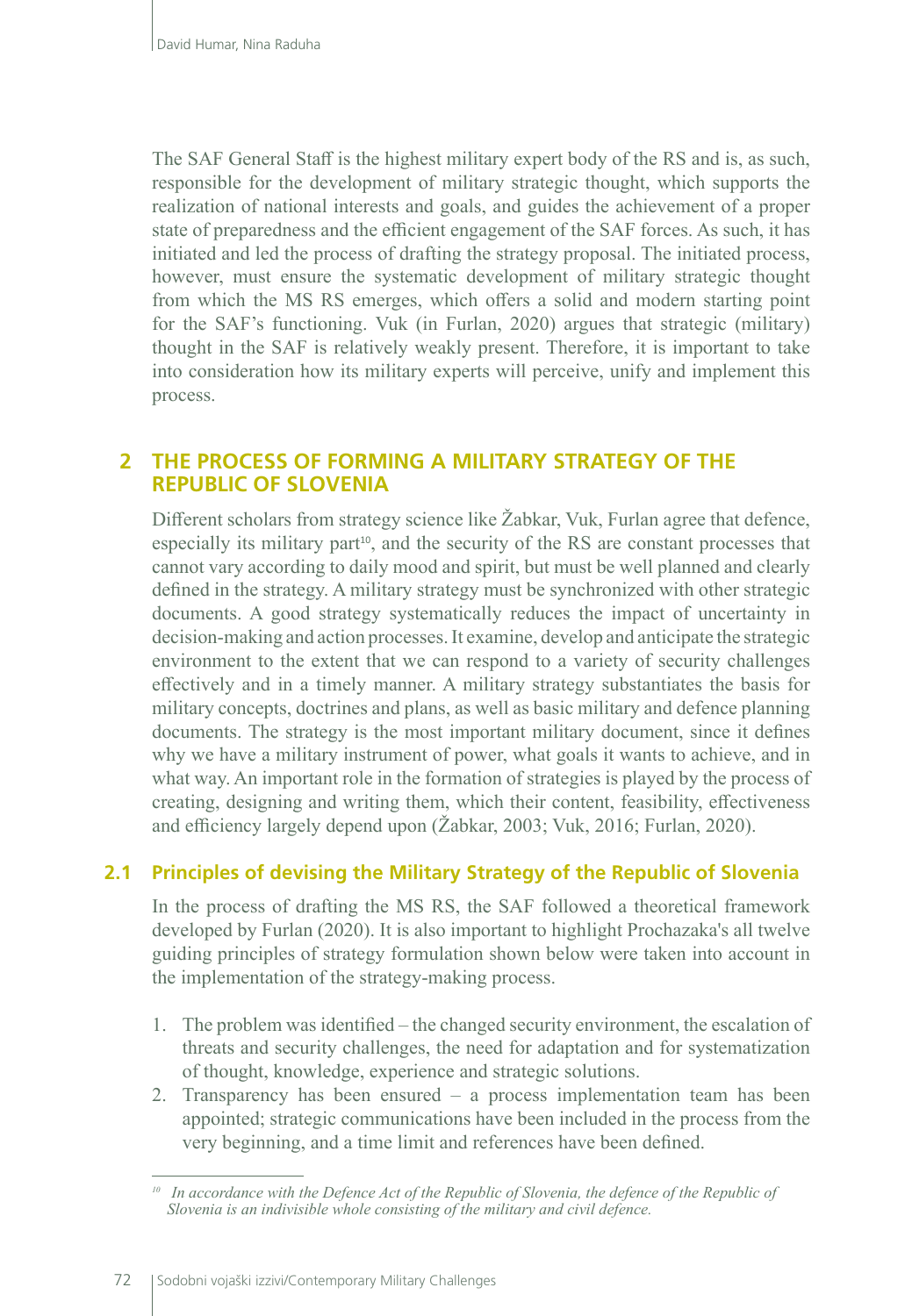The SAF General Staff is the highest military expert body of the RS and is, as such, responsible for the development of military strategic thought, which supports the realization of national interests and goals, and guides the achievement of a proper state of preparedness and the efficient engagement of the SAF forces. As such, it has initiated and led the process of drafting the strategy proposal. The initiated process, however, must ensure the systematic development of military strategic thought from which the MS RS emerges, which offers a solid and modern starting point for the SAF's functioning. Vuk (in Furlan, 2020) argues that strategic (military) thought in the SAF is relatively weakly present. Therefore, it is important to take into consideration how its military experts will perceive, unify and implement this process.

## 2 THE PROCESS OF FORMING A MILITARY STRATEGY OF THE REPUBLIC OF SLOVENIA

Different scholars from strategy science like Žabkar, Vuk, Furlan agree that defence, especially its military part[10], and the security of the RS are constant processes that cannot vary according to daily mood and spirit, but must be well planned and clearly defined in the strategy. A military strategy must be synchronized with other strategic documents. A good strategy systematically reduces the impact of uncertainty in decision-making and action processes. It examine, develop and anticipate the strategic environment to the extent that we can respond to a variety of security challenges effectively and in a timely manner. A military strategy substantiates the basis for military concepts, doctrines and plans, as well as basic military and defence planning documents. The strategy is the most important military document, since it defines why we have a military instrument of power, what goals it wants to achieve, and in what way. An important role in the formation of strategies is played by the process of creating, designing and writing them, which their content, feasibility, effectiveness and efficiency largely depend upon (Žabkar, 2003; Vuk, 2016; Furlan, 2020).

### 2.1 Principles of devising the Military Strategy of the Republic of Slovenia

In the process of drafting the MS RS, the SAF followed a theoretical framework developed by Furlan (2020). It is also important to highlight Prochazaka's all twelve guiding principles of strategy formulation shown below were taken into account in the implementation of the strategy-making process.

1. The problem was identified – the changed security environment, the escalation of threats and security challenges, the need for adaptation and for systematization of thought, knowledge, experience and strategic solutions.
2. Transparency has been ensured – a process implementation team has been appointed; strategic communications have been included in the process from the very beginning, and a time limit and references have been defined.

---

[10] *In accordance with the Defence Act of the Republic of Slovenia, the defence of the Republic of Slovenia is an indivisible whole consisting of the military and civil defence.*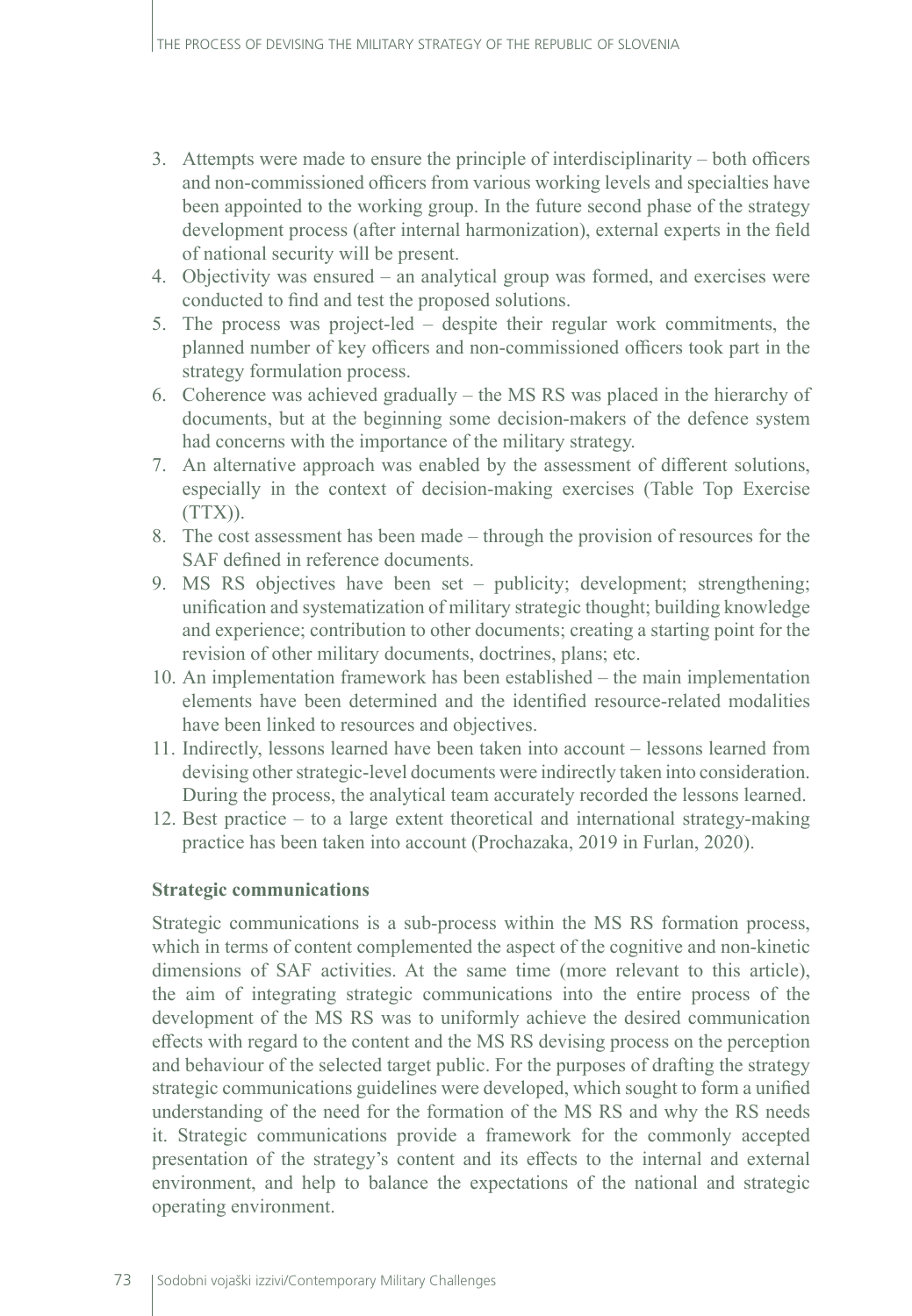3. Attempts were made to ensure the principle of interdisciplinarity – both officers and non-commissioned officers from various working levels and specialties have been appointed to the working group. In the future second phase of the strategy development process (after internal harmonization), external experts in the field of national security will be present.
4. Objectivity was ensured – an analytical group was formed, and exercises were conducted to find and test the proposed solutions.
5. The process was project-led – despite their regular work commitments, the planned number of key officers and non-commissioned officers took part in the strategy formulation process.
6. Coherence was achieved gradually – the MS RS was placed in the hierarchy of documents, but at the beginning some decision-makers of the defence system had concerns with the importance of the military strategy.
7. An alternative approach was enabled by the assessment of different solutions, especially in the context of decision-making exercises (Table Top Exercise (TTX)).
8. The cost assessment has been made – through the provision of resources for the SAF defined in reference documents.
9. MS RS objectives have been set – publicity; development; strengthening; unification and systematization of military strategic thought; building knowledge and experience; contribution to other documents; creating a starting point for the revision of other military documents, doctrines, plans; etc.
10. An implementation framework has been established – the main implementation elements have been determined and the identified resource-related modalities have been linked to resources and objectives.
11. Indirectly, lessons learned have been taken into account – lessons learned from devising other strategic-level documents were indirectly taken into consideration. During the process, the analytical team accurately recorded the lessons learned.
12. Best practice – to a large extent theoretical and international strategy-making practice has been taken into account (Prochazaka, 2019 in Furlan, 2020).

**Strategic communications**

Strategic communications is a sub-process within the MS RS formation process, which in terms of content complemented the aspect of the cognitive and non-kinetic dimensions of SAF activities. At the same time (more relevant to this article), the aim of integrating strategic communications into the entire process of the development of the MS RS was to uniformly achieve the desired communication effects with regard to the content and the MS RS devising process on the perception and behaviour of the selected target public. For the purposes of drafting the strategy strategic communications guidelines were developed, which sought to form a unified understanding of the need for the formation of the MS RS and why the RS needs it. Strategic communications provide a framework for the commonly accepted presentation of the strategy's content and its effects to the internal and external environment, and help to balance the expectations of the national and strategic operating environment.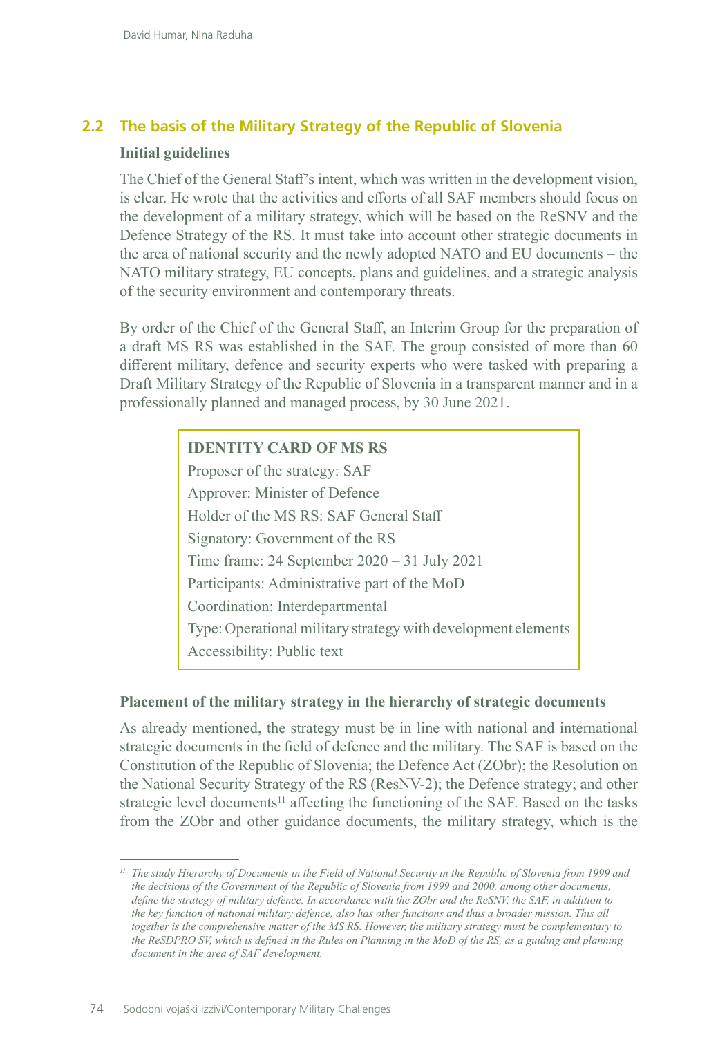## 2.2 The basis of the Military Strategy of the Republic of Slovenia

**Initial guidelines**

The Chief of the General Staff's intent, which was written in the development vision, is clear. He wrote that the activities and efforts of all SAF members should focus on the development of a military strategy, which will be based on the ReSNV and the Defence Strategy of the RS. It must take into account other strategic documents in the area of national security and the newly adopted NATO and EU documents – the NATO military strategy, EU concepts, plans and guidelines, and a strategic analysis of the security environment and contemporary threats.

By order of the Chief of the General Staff, an Interim Group for the preparation of a draft MS RS was established in the SAF. The group consisted of more than 60 different military, defence and security experts who were tasked with preparing a Draft Military Strategy of the Republic of Slovenia in a transparent manner and in a professionally planned and managed process, by 30 June 2021.

> **IDENTITY CARD OF MS RS**
> Proposer of the strategy: SAF
> Approver: Minister of Defence
> Holder of the MS RS: SAF General Staff
> Signatory: Government of the RS
> Time frame: 24 September 2020 – 31 July 2021
> Participants: Administrative part of the MoD
> Coordination: Interdepartmental
> Type: Operational military strategy with development elements
> Accessibility: Public text

**Placement of the military strategy in the hierarchy of strategic documents**

As already mentioned, the strategy must be in line with national and international strategic documents in the field of defence and the military. The SAF is based on the Constitution of the Republic of Slovenia; the Defence Act (ZObr); the Resolution on the National Security Strategy of the RS (ResNV-2); the Defence strategy; and other strategic level documents[11] affecting the functioning of the SAF. Based on the tasks from the ZObr and other guidance documents, the military strategy, which is the

---

[11] *The study Hierarchy of Documents in the Field of National Security in the Republic of Slovenia from 1999 and the decisions of the Government of the Republic of Slovenia from 1999 and 2000, among other documents, define the strategy of military defence. In accordance with the ZObr and the ReSNV, the SAF, in addition to the key function of national military defence, also has other functions and thus a broader mission. This all together is the comprehensive matter of the MS RS. However, the military strategy must be complementary to the ReSDPRO SV, which is defined in the Rules on Planning in the MoD of the RS, as a guiding and planning document in the area of SAF development.*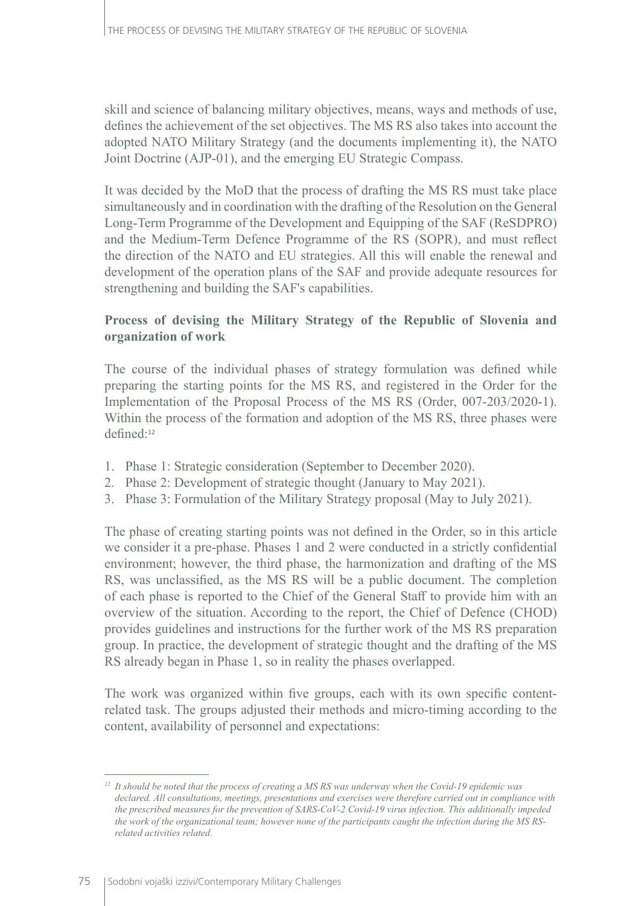skill and science of balancing military objectives, means, ways and methods of use, defines the achievement of the set objectives. The MS RS also takes into account the adopted NATO Military Strategy (and the documents implementing it), the NATO Joint Doctrine (AJP-01), and the emerging EU Strategic Compass.

It was decided by the MoD that the process of drafting the MS RS must take place simultaneously and in coordination with the drafting of the Resolution on the General Long-Term Programme of the Development and Equipping of the SAF (ReSDPRO) and the Medium-Term Defence Programme of the RS (SOPR), and must reflect the direction of the NATO and EU strategies. All this will enable the renewal and development of the operation plans of the SAF and provide adequate resources for strengthening and building the SAF's capabilities.

**Process of devising the Military Strategy of the Republic of Slovenia and organization of work**

The course of the individual phases of strategy formulation was defined while preparing the starting points for the MS RS, and registered in the Order for the Implementation of the Proposal Process of the MS RS (Order, 007-203/2020-1). Within the process of the formation and adoption of the MS RS, three phases were defined:[12]

1. Phase 1: Strategic consideration (September to December 2020).
2. Phase 2: Development of strategic thought (January to May 2021).
3. Phase 3: Formulation of the Military Strategy proposal (May to July 2021).

The phase of creating starting points was not defined in the Order, so in this article we consider it a pre-phase. Phases 1 and 2 were conducted in a strictly confidential environment; however, the third phase, the harmonization and drafting of the MS RS, was unclassified, as the MS RS will be a public document. The completion of each phase is reported to the Chief of the General Staff to provide him with an overview of the situation. According to the report, the Chief of Defence (CHOD) provides guidelines and instructions for the further work of the MS RS preparation group. In practice, the development of strategic thought and the drafting of the MS RS already began in Phase 1, so in reality the phases overlapped.

The work was organized within five groups, each with its own specific content-related task. The groups adjusted their methods and micro-timing according to the content, availability of personnel and expectations:

---

*[12] It should be noted that the process of creating a MS RS was underway when the Covid-19 epidemic was declared. All consultations, meetings, presentations and exercises were therefore carried out in compliance with the prescribed measures for the prevention of SARS-CoV-2 Covid-19 virus infection. This additionally impeded the work of the organizational team; however none of the participants caught the infection during the MS RS-related activities related.*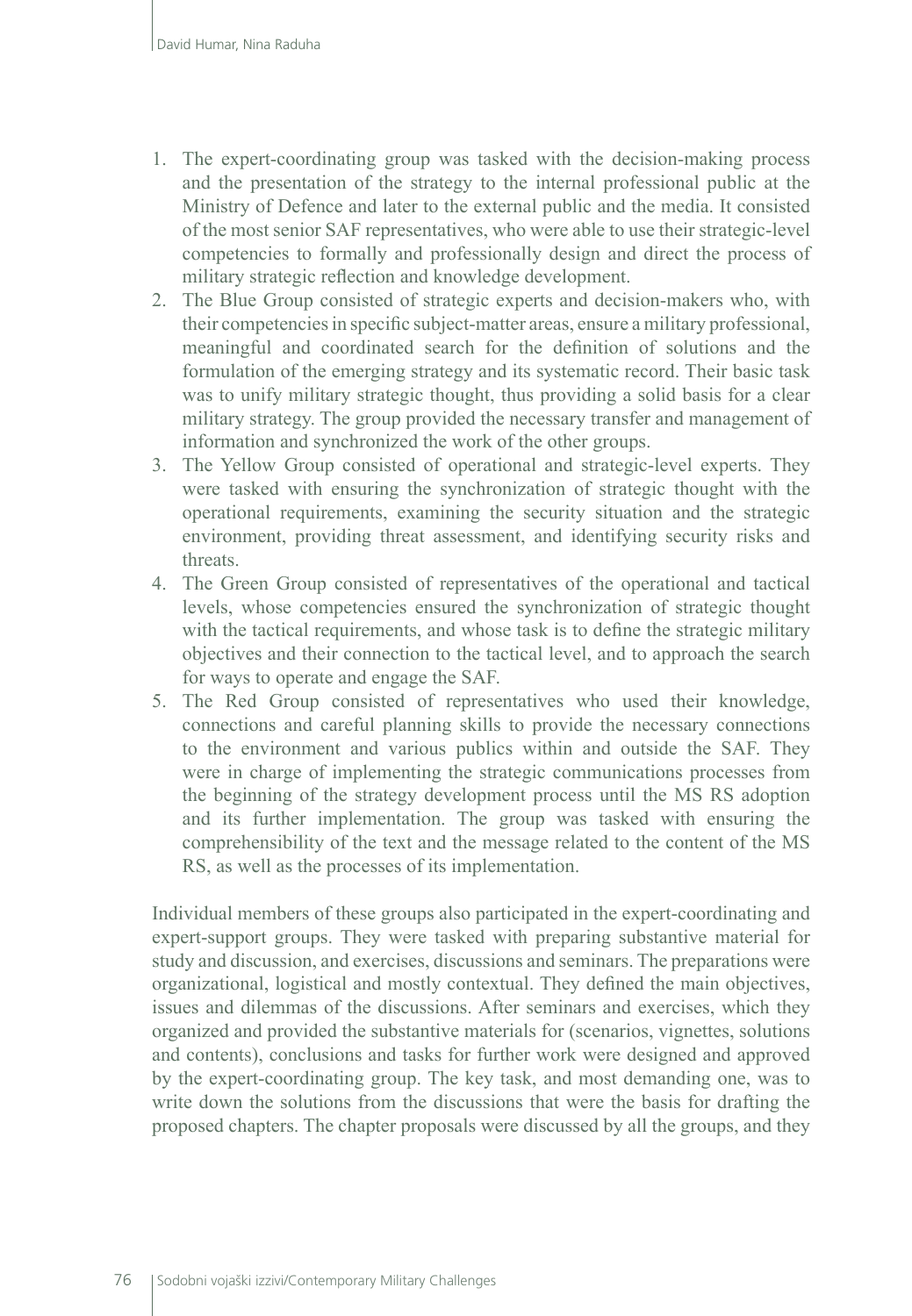1. The expert-coordinating group was tasked with the decision-making process and the presentation of the strategy to the internal professional public at the Ministry of Defence and later to the external public and the media. It consisted of the most senior SAF representatives, who were able to use their strategic-level competencies to formally and professionally design and direct the process of military strategic reflection and knowledge development.
2. The Blue Group consisted of strategic experts and decision-makers who, with their competencies in specific subject-matter areas, ensure a military professional, meaningful and coordinated search for the definition of solutions and the formulation of the emerging strategy and its systematic record. Their basic task was to unify military strategic thought, thus providing a solid basis for a clear military strategy. The group provided the necessary transfer and management of information and synchronized the work of the other groups.
3. The Yellow Group consisted of operational and strategic-level experts. They were tasked with ensuring the synchronization of strategic thought with the operational requirements, examining the security situation and the strategic environment, providing threat assessment, and identifying security risks and threats.
4. The Green Group consisted of representatives of the operational and tactical levels, whose competencies ensured the synchronization of strategic thought with the tactical requirements, and whose task is to define the strategic military objectives and their connection to the tactical level, and to approach the search for ways to operate and engage the SAF.
5. The Red Group consisted of representatives who used their knowledge, connections and careful planning skills to provide the necessary connections to the environment and various publics within and outside the SAF. They were in charge of implementing the strategic communications processes from the beginning of the strategy development process until the MS RS adoption and its further implementation. The group was tasked with ensuring the comprehensibility of the text and the message related to the content of the MS RS, as well as the processes of its implementation.

Individual members of these groups also participated in the expert-coordinating and expert-support groups. They were tasked with preparing substantive material for study and discussion, and exercises, discussions and seminars. The preparations were organizational, logistical and mostly contextual. They defined the main objectives, issues and dilemmas of the discussions. After seminars and exercises, which they organized and provided the substantive materials for (scenarios, vignettes, solutions and contents), conclusions and tasks for further work were designed and approved by the expert-coordinating group. The key task, and most demanding one, was to write down the solutions from the discussions that were the basis for drafting the proposed chapters. The chapter proposals were discussed by all the groups, and they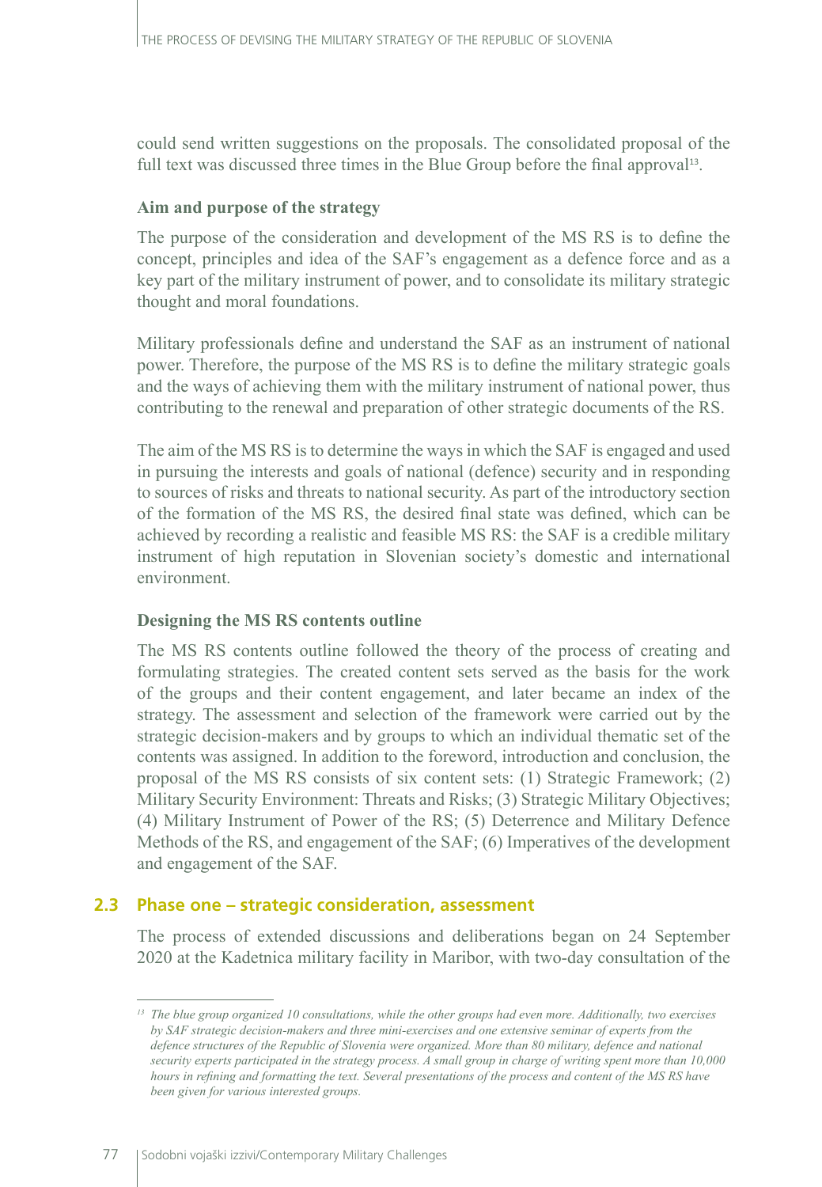could send written suggestions on the proposals. The consolidated proposal of the full text was discussed three times in the Blue Group before the final approval[13].

**Aim and purpose of the strategy**

The purpose of the consideration and development of the MS RS is to define the concept, principles and idea of the SAF's engagement as a defence force and as a key part of the military instrument of power, and to consolidate its military strategic thought and moral foundations.

Military professionals define and understand the SAF as an instrument of national power. Therefore, the purpose of the MS RS is to define the military strategic goals and the ways of achieving them with the military instrument of national power, thus contributing to the renewal and preparation of other strategic documents of the RS.

The aim of the MS RS is to determine the ways in which the SAF is engaged and used in pursuing the interests and goals of national (defence) security and in responding to sources of risks and threats to national security. As part of the introductory section of the formation of the MS RS, the desired final state was defined, which can be achieved by recording a realistic and feasible MS RS: the SAF is a credible military instrument of high reputation in Slovenian society's domestic and international environment.

**Designing the MS RS contents outline**

The MS RS contents outline followed the theory of the process of creating and formulating strategies. The created content sets served as the basis for the work of the groups and their content engagement, and later became an index of the strategy. The assessment and selection of the framework were carried out by the strategic decision-makers and by groups to which an individual thematic set of the contents was assigned. In addition to the foreword, introduction and conclusion, the proposal of the MS RS consists of six content sets: (1) Strategic Framework; (2) Military Security Environment: Threats and Risks; (3) Strategic Military Objectives; (4) Military Instrument of Power of the RS; (5) Deterrence and Military Defence Methods of the RS, and engagement of the SAF; (6) Imperatives of the development and engagement of the SAF.

## 2.3 Phase one – strategic consideration, assessment

The process of extended discussions and deliberations began on 24 September 2020 at the Kadetnica military facility in Maribor, with two-day consultation of the

---

[13] *The blue group organized 10 consultations, while the other groups had even more. Additionally, two exercises by SAF strategic decision-makers and three mini-exercises and one extensive seminar of experts from the defence structures of the Republic of Slovenia were organized. More than 80 military, defence and national security experts participated in the strategy process. A small group in charge of writing spent more than 10,000 hours in refining and formatting the text. Several presentations of the process and content of the MS RS have been given for various interested groups.*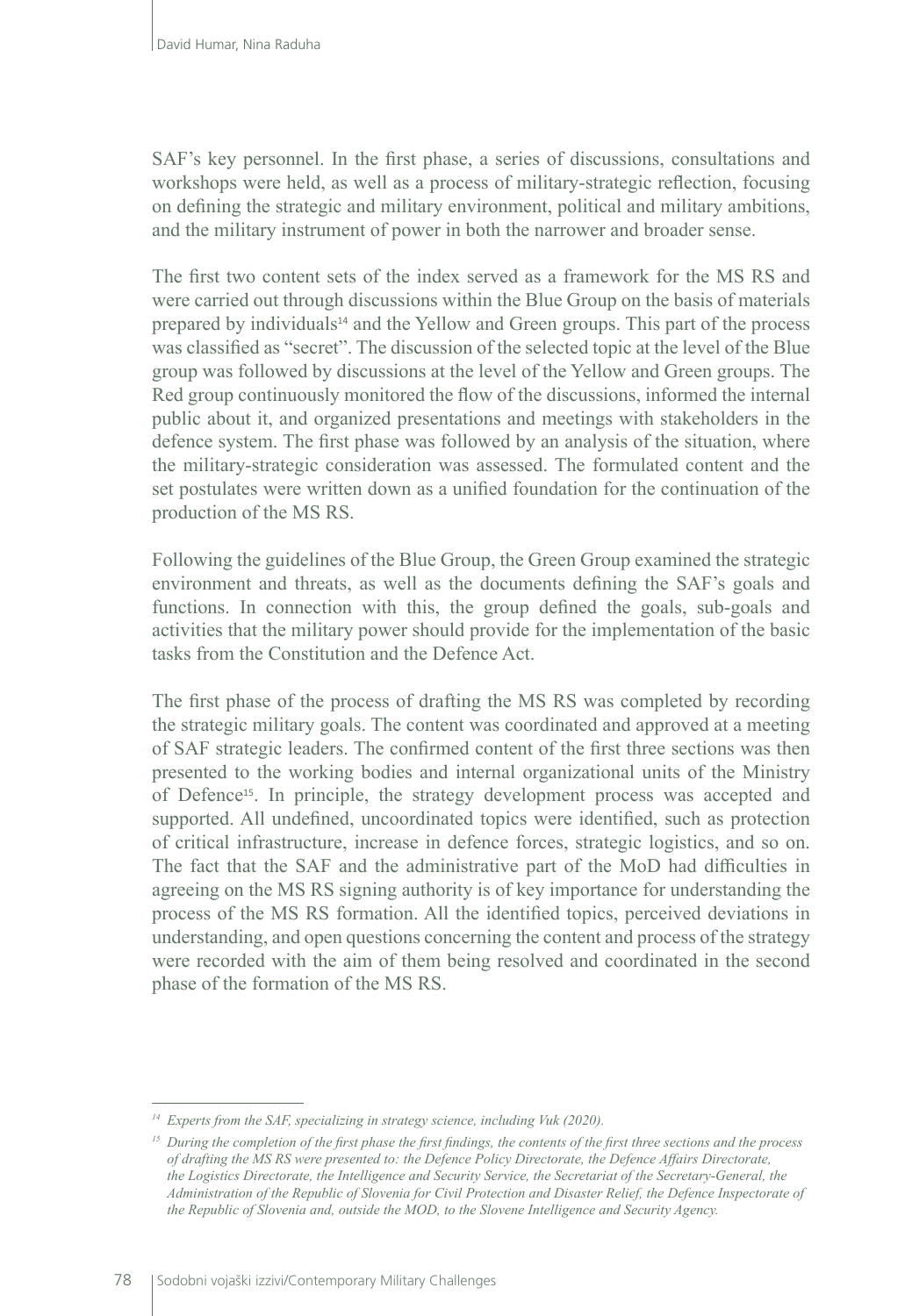SAF's key personnel. In the first phase, a series of discussions, consultations and workshops were held, as well as a process of military-strategic reflection, focusing on defining the strategic and military environment, political and military ambitions, and the military instrument of power in both the narrower and broader sense.

The first two content sets of the index served as a framework for the MS RS and were carried out through discussions within the Blue Group on the basis of materials prepared by individuals[14] and the Yellow and Green groups. This part of the process was classified as "secret". The discussion of the selected topic at the level of the Blue group was followed by discussions at the level of the Yellow and Green groups. The Red group continuously monitored the flow of the discussions, informed the internal public about it, and organized presentations and meetings with stakeholders in the defence system. The first phase was followed by an analysis of the situation, where the military-strategic consideration was assessed. The formulated content and the set postulates were written down as a unified foundation for the continuation of the production of the MS RS.

Following the guidelines of the Blue Group, the Green Group examined the strategic environment and threats, as well as the documents defining the SAF's goals and functions. In connection with this, the group defined the goals, sub-goals and activities that the military power should provide for the implementation of the basic tasks from the Constitution and the Defence Act.

The first phase of the process of drafting the MS RS was completed by recording the strategic military goals. The content was coordinated and approved at a meeting of SAF strategic leaders. The confirmed content of the first three sections was then presented to the working bodies and internal organizational units of the Ministry of Defence[15]. In principle, the strategy development process was accepted and supported. All undefined, uncoordinated topics were identified, such as protection of critical infrastructure, increase in defence forces, strategic logistics, and so on. The fact that the SAF and the administrative part of the MoD had difficulties in agreeing on the MS RS signing authority is of key importance for understanding the process of the MS RS formation. All the identified topics, perceived deviations in understanding, and open questions concerning the content and process of the strategy were recorded with the aim of them being resolved and coordinated in the second phase of the formation of the MS RS.

---

[14] *Experts from the SAF, specializing in strategy science, including Vuk (2020).*

[15] *During the completion of the first phase the first findings, the contents of the first three sections and the process of drafting the MS RS were presented to: the Defence Policy Directorate, the Defence Affairs Directorate, the Logistics Directorate, the Intelligence and Security Service, the Secretariat of the Secretary-General, the Administration of the Republic of Slovenia for Civil Protection and Disaster Relief, the Defence Inspectorate of the Republic of Slovenia and, outside the MOD, to the Slovene Intelligence and Security Agency.*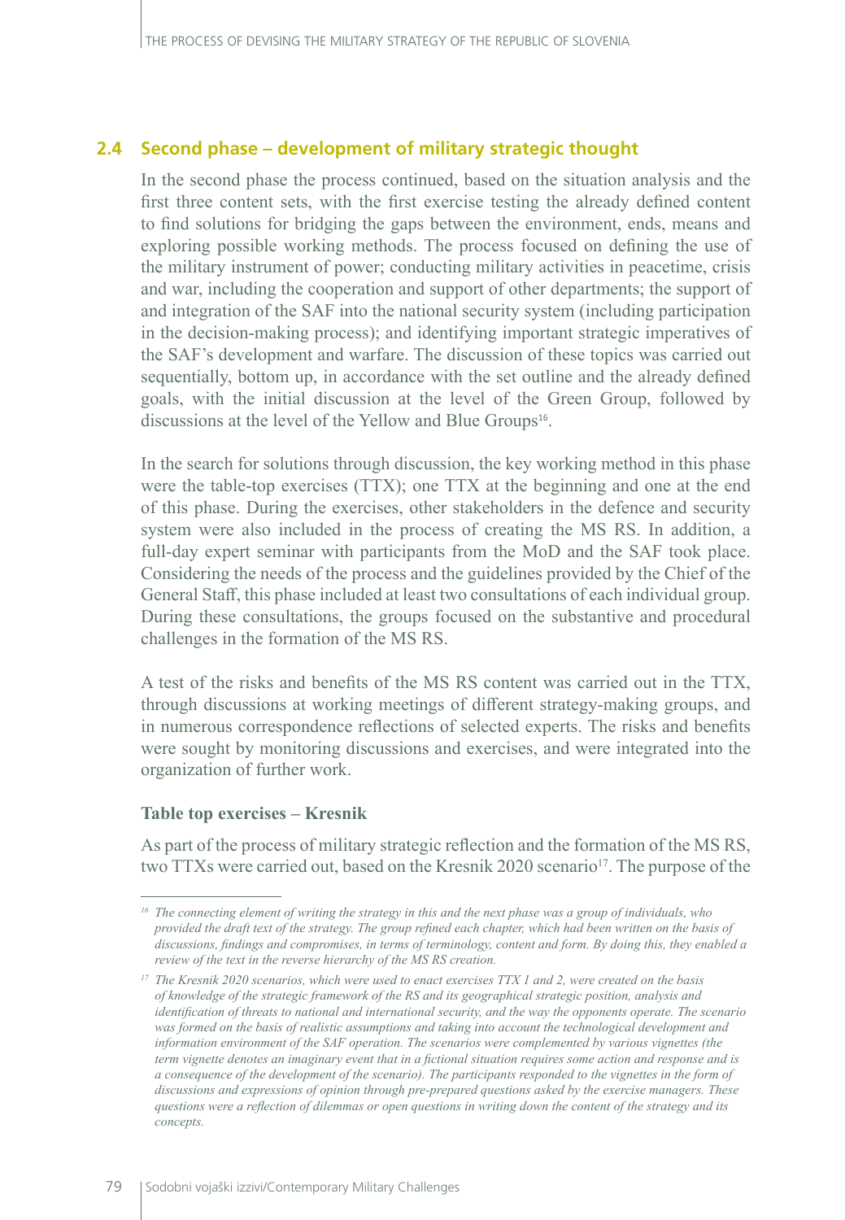## 2.4 Second phase – development of military strategic thought

In the second phase the process continued, based on the situation analysis and the first three content sets, with the first exercise testing the already defined content to find solutions for bridging the gaps between the environment, ends, means and exploring possible working methods. The process focused on defining the use of the military instrument of power; conducting military activities in peacetime, crisis and war, including the cooperation and support of other departments; the support of and integration of the SAF into the national security system (including participation in the decision-making process); and identifying important strategic imperatives of the SAF's development and warfare. The discussion of these topics was carried out sequentially, bottom up, in accordance with the set outline and the already defined goals, with the initial discussion at the level of the Green Group, followed by discussions at the level of the Yellow and Blue Groups[16].

In the search for solutions through discussion, the key working method in this phase were the table-top exercises (TTX); one TTX at the beginning and one at the end of this phase. During the exercises, other stakeholders in the defence and security system were also included in the process of creating the MS RS. In addition, a full-day expert seminar with participants from the MoD and the SAF took place. Considering the needs of the process and the guidelines provided by the Chief of the General Staff, this phase included at least two consultations of each individual group. During these consultations, the groups focused on the substantive and procedural challenges in the formation of the MS RS.

A test of the risks and benefits of the MS RS content was carried out in the TTX, through discussions at working meetings of different strategy-making groups, and in numerous correspondence reflections of selected experts. The risks and benefits were sought by monitoring discussions and exercises, and were integrated into the organization of further work.

#### Table top exercises – Kresnik

As part of the process of military strategic reflection and the formation of the MS RS, two TTXs were carried out, based on the Kresnik 2020 scenario[17]. The purpose of the

---

*[16] The connecting element of writing the strategy in this and the next phase was a group of individuals, who provided the draft text of the strategy. The group refined each chapter, which had been written on the basis of discussions, findings and compromises, in terms of terminology, content and form. By doing this, they enabled a review of the text in the reverse hierarchy of the MS RS creation.*

*[17] The Kresnik 2020 scenarios, which were used to enact exercises TTX 1 and 2, were created on the basis of knowledge of the strategic framework of the RS and its geographical strategic position, analysis and identification of threats to national and international security, and the way the opponents operate. The scenario was formed on the basis of realistic assumptions and taking into account the technological development and information environment of the SAF operation. The scenarios were complemented by various vignettes (the term vignette denotes an imaginary event that in a fictional situation requires some action and response and is a consequence of the development of the scenario). The participants responded to the vignettes in the form of discussions and expressions of opinion through pre-prepared questions asked by the exercise managers. These questions were a reflection of dilemmas or open questions in writing down the content of the strategy and its concepts.*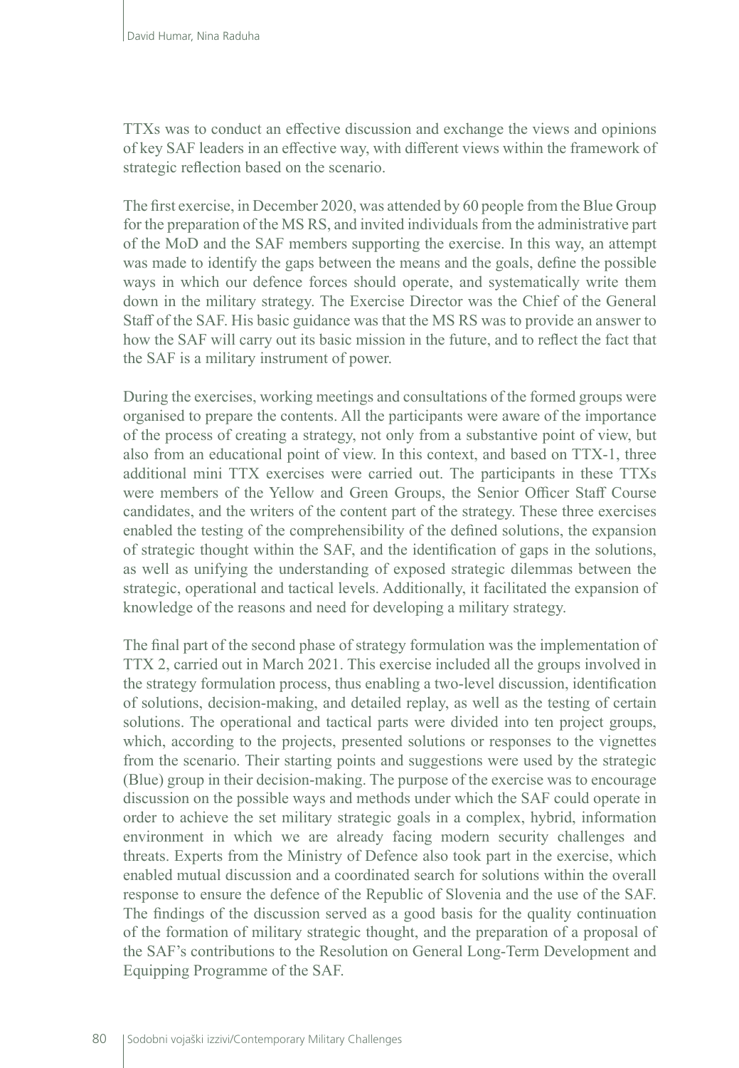TTXs was to conduct an effective discussion and exchange the views and opinions of key SAF leaders in an effective way, with different views within the framework of strategic reflection based on the scenario.

The first exercise, in December 2020, was attended by 60 people from the Blue Group for the preparation of the MS RS, and invited individuals from the administrative part of the MoD and the SAF members supporting the exercise. In this way, an attempt was made to identify the gaps between the means and the goals, define the possible ways in which our defence forces should operate, and systematically write them down in the military strategy. The Exercise Director was the Chief of the General Staff of the SAF. His basic guidance was that the MS RS was to provide an answer to how the SAF will carry out its basic mission in the future, and to reflect the fact that the SAF is a military instrument of power.

During the exercises, working meetings and consultations of the formed groups were organised to prepare the contents. All the participants were aware of the importance of the process of creating a strategy, not only from a substantive point of view, but also from an educational point of view. In this context, and based on TTX-1, three additional mini TTX exercises were carried out. The participants in these TTXs were members of the Yellow and Green Groups, the Senior Officer Staff Course candidates, and the writers of the content part of the strategy. These three exercises enabled the testing of the comprehensibility of the defined solutions, the expansion of strategic thought within the SAF, and the identification of gaps in the solutions, as well as unifying the understanding of exposed strategic dilemmas between the strategic, operational and tactical levels. Additionally, it facilitated the expansion of knowledge of the reasons and need for developing a military strategy.

The final part of the second phase of strategy formulation was the implementation of TTX 2, carried out in March 2021. This exercise included all the groups involved in the strategy formulation process, thus enabling a two-level discussion, identification of solutions, decision-making, and detailed replay, as well as the testing of certain solutions. The operational and tactical parts were divided into ten project groups, which, according to the projects, presented solutions or responses to the vignettes from the scenario. Their starting points and suggestions were used by the strategic (Blue) group in their decision-making. The purpose of the exercise was to encourage discussion on the possible ways and methods under which the SAF could operate in order to achieve the set military strategic goals in a complex, hybrid, information environment in which we are already facing modern security challenges and threats. Experts from the Ministry of Defence also took part in the exercise, which enabled mutual discussion and a coordinated search for solutions within the overall response to ensure the defence of the Republic of Slovenia and the use of the SAF. The findings of the discussion served as a good basis for the quality continuation of the formation of military strategic thought, and the preparation of a proposal of the SAF's contributions to the Resolution on General Long-Term Development and Equipping Programme of the SAF.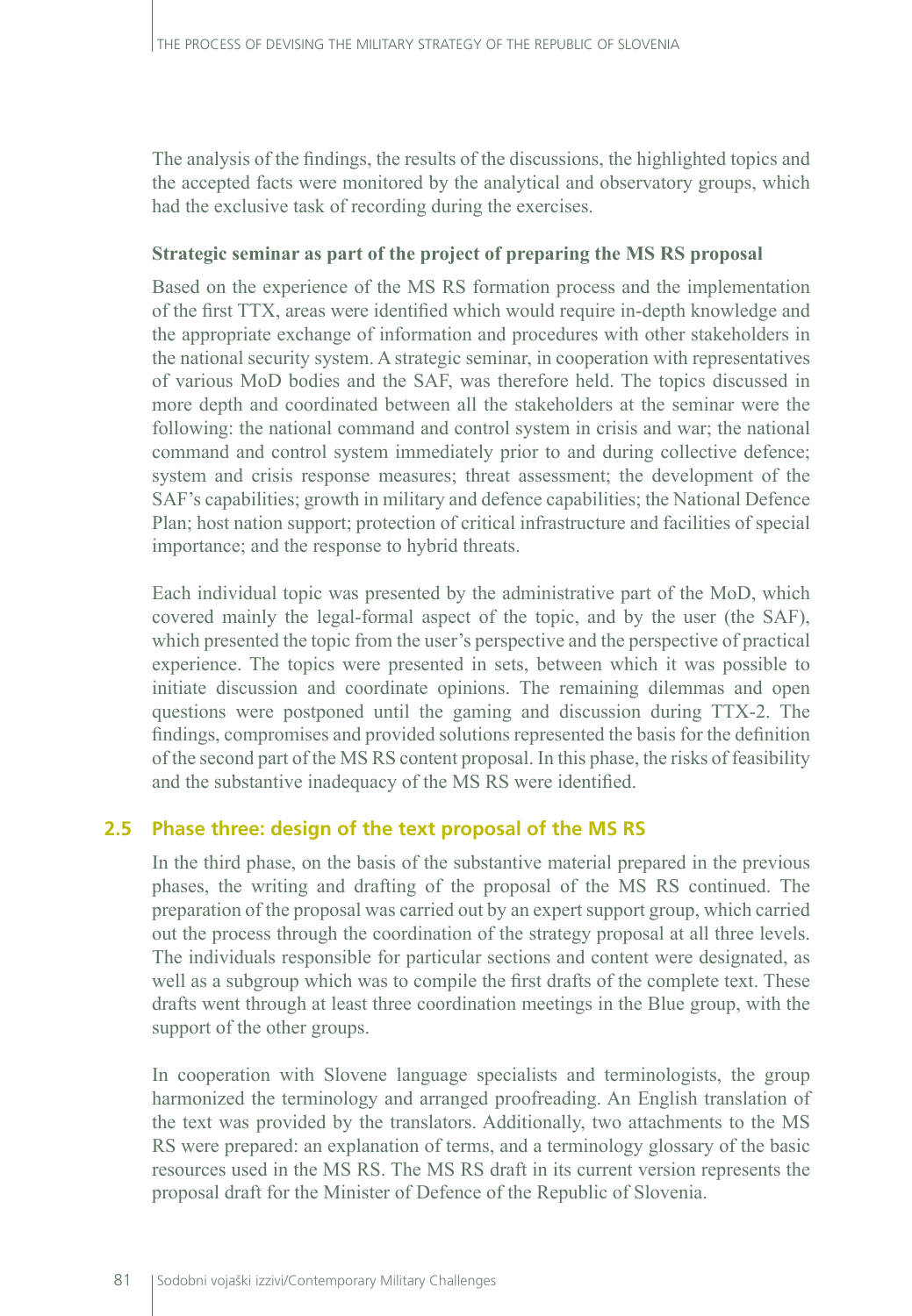The analysis of the findings, the results of the discussions, the highlighted topics and the accepted facts were monitored by the analytical and observatory groups, which had the exclusive task of recording during the exercises.

**Strategic seminar as part of the project of preparing the MS RS proposal**

Based on the experience of the MS RS formation process and the implementation of the first TTX, areas were identified which would require in-depth knowledge and the appropriate exchange of information and procedures with other stakeholders in the national security system. A strategic seminar, in cooperation with representatives of various MoD bodies and the SAF, was therefore held. The topics discussed in more depth and coordinated between all the stakeholders at the seminar were the following: the national command and control system in crisis and war; the national command and control system immediately prior to and during collective defence; system and crisis response measures; threat assessment; the development of the SAF's capabilities; growth in military and defence capabilities; the National Defence Plan; host nation support; protection of critical infrastructure and facilities of special importance; and the response to hybrid threats.

Each individual topic was presented by the administrative part of the MoD, which covered mainly the legal-formal aspect of the topic, and by the user (the SAF), which presented the topic from the user's perspective and the perspective of practical experience. The topics were presented in sets, between which it was possible to initiate discussion and coordinate opinions. The remaining dilemmas and open questions were postponed until the gaming and discussion during TTX-2. The findings, compromises and provided solutions represented the basis for the definition of the second part of the MS RS content proposal. In this phase, the risks of feasibility and the substantive inadequacy of the MS RS were identified.

## 2.5 Phase three: design of the text proposal of the MS RS

In the third phase, on the basis of the substantive material prepared in the previous phases, the writing and drafting of the proposal of the MS RS continued. The preparation of the proposal was carried out by an expert support group, which carried out the process through the coordination of the strategy proposal at all three levels. The individuals responsible for particular sections and content were designated, as well as a subgroup which was to compile the first drafts of the complete text. These drafts went through at least three coordination meetings in the Blue group, with the support of the other groups.

In cooperation with Slovene language specialists and terminologists, the group harmonized the terminology and arranged proofreading. An English translation of the text was provided by the translators. Additionally, two attachments to the MS RS were prepared: an explanation of terms, and a terminology glossary of the basic resources used in the MS RS. The MS RS draft in its current version represents the proposal draft for the Minister of Defence of the Republic of Slovenia.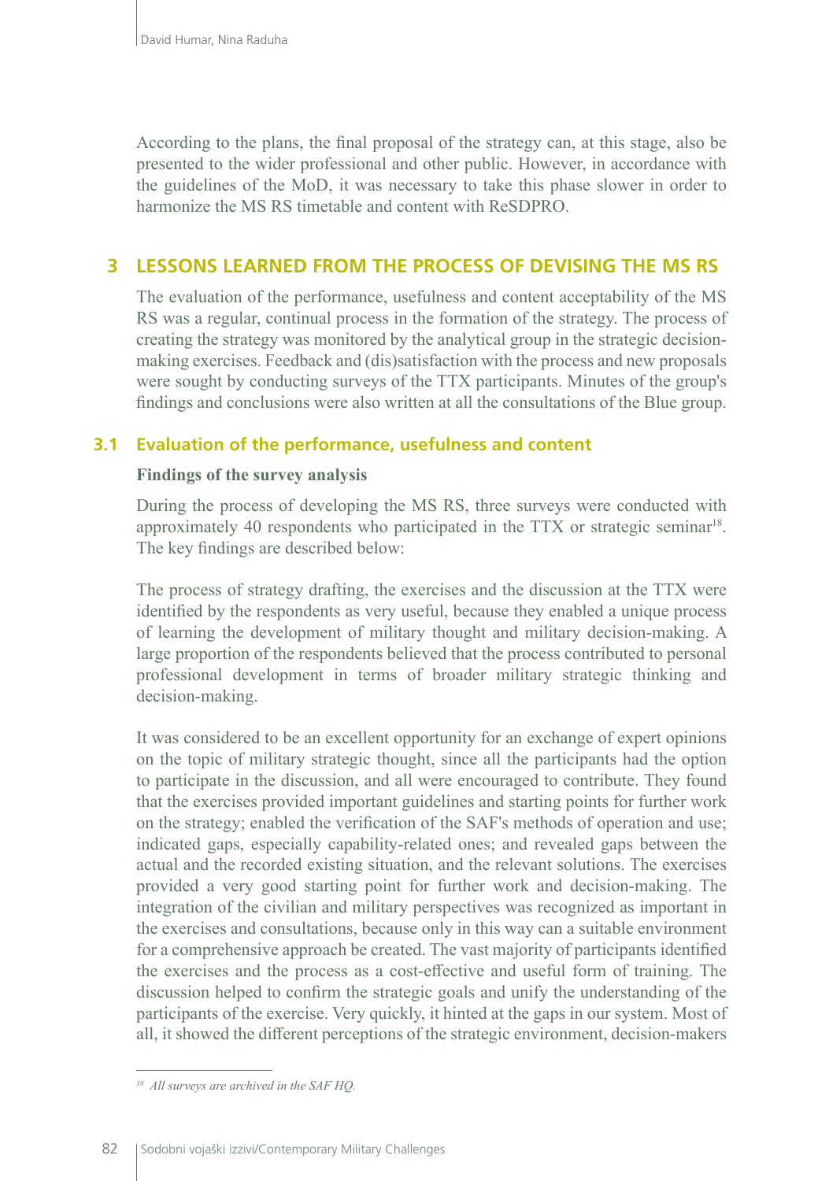According to the plans, the final proposal of the strategy can, at this stage, also be presented to the wider professional and other public. However, in accordance with the guidelines of the MoD, it was necessary to take this phase slower in order to harmonize the MS RS timetable and content with ReSDPRO.

## 3 LESSONS LEARNED FROM THE PROCESS OF DEVISING THE MS RS

The evaluation of the performance, usefulness and content acceptability of the MS RS was a regular, continual process in the formation of the strategy. The process of creating the strategy was monitored by the analytical group in the strategic decision-making exercises. Feedback and (dis)satisfaction with the process and new proposals were sought by conducting surveys of the TTX participants. Minutes of the group's findings and conclusions were also written at all the consultations of the Blue group.

### 3.1 Evaluation of the performance, usefulness and content

**Findings of the survey analysis**

During the process of developing the MS RS, three surveys were conducted with approximately 40 respondents who participated in the TTX or strategic seminar[18]. The key findings are described below:

The process of strategy drafting, the exercises and the discussion at the TTX were identified by the respondents as very useful, because they enabled a unique process of learning the development of military thought and military decision-making. A large proportion of the respondents believed that the process contributed to personal professional development in terms of broader military strategic thinking and decision-making.

It was considered to be an excellent opportunity for an exchange of expert opinions on the topic of military strategic thought, since all the participants had the option to participate in the discussion, and all were encouraged to contribute. They found that the exercises provided important guidelines and starting points for further work on the strategy; enabled the verification of the SAF's methods of operation and use; indicated gaps, especially capability-related ones; and revealed gaps between the actual and the recorded existing situation, and the relevant solutions. The exercises provided a very good starting point for further work and decision-making. The integration of the civilian and military perspectives was recognized as important in the exercises and consultations, because only in this way can a suitable environment for a comprehensive approach be created. The vast majority of participants identified the exercises and the process as a cost-effective and useful form of training. The discussion helped to confirm the strategic goals and unify the understanding of the participants of the exercise. Very quickly, it hinted at the gaps in our system. Most of all, it showed the different perceptions of the strategic environment, decision-makers

[18] *All surveys are archived in the SAF HQ.*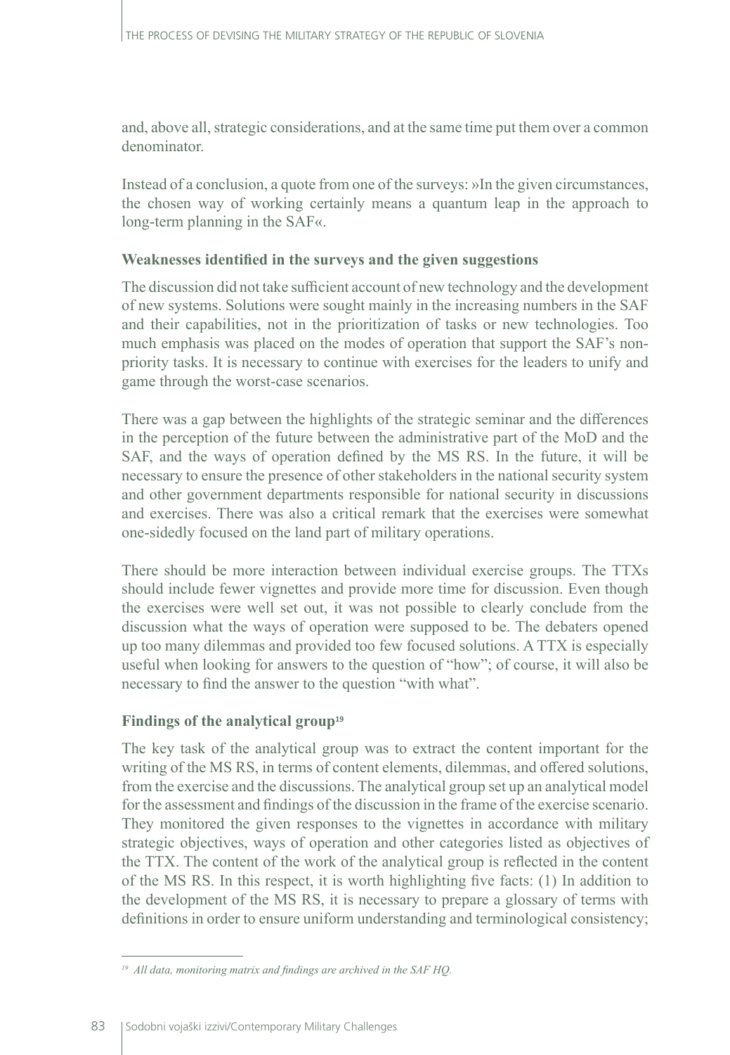and, above all, strategic considerations, and at the same time put them over a common denominator.

Instead of a conclusion, a quote from one of the surveys: »In the given circumstances, the chosen way of working certainly means a quantum leap in the approach to long-term planning in the SAF«.

**Weaknesses identified in the surveys and the given suggestions**

The discussion did not take sufficient account of new technology and the development of new systems. Solutions were sought mainly in the increasing numbers in the SAF and their capabilities, not in the prioritization of tasks or new technologies. Too much emphasis was placed on the modes of operation that support the SAF's non-priority tasks. It is necessary to continue with exercises for the leaders to unify and game through the worst-case scenarios.

There was a gap between the highlights of the strategic seminar and the differences in the perception of the future between the administrative part of the MoD and the SAF, and the ways of operation defined by the MS RS. In the future, it will be necessary to ensure the presence of other stakeholders in the national security system and other government departments responsible for national security in discussions and exercises. There was also a critical remark that the exercises were somewhat one-sidedly focused on the land part of military operations.

There should be more interaction between individual exercise groups. The TTXs should include fewer vignettes and provide more time for discussion. Even though the exercises were well set out, it was not possible to clearly conclude from the discussion what the ways of operation were supposed to be. The debaters opened up too many dilemmas and provided too few focused solutions. A TTX is especially useful when looking for answers to the question of "how"; of course, it will also be necessary to find the answer to the question "with what".

**Findings of the analytical group[19]**

The key task of the analytical group was to extract the content important for the writing of the MS RS, in terms of content elements, dilemmas, and offered solutions, from the exercise and the discussions. The analytical group set up an analytical model for the assessment and findings of the discussion in the frame of the exercise scenario. They monitored the given responses to the vignettes in accordance with military strategic objectives, ways of operation and other categories listed as objectives of the TTX. The content of the work of the analytical group is reflected in the content of the MS RS. In this respect, it is worth highlighting five facts: (1) In addition to the development of the MS RS, it is necessary to prepare a glossary of terms with definitions in order to ensure uniform understanding and terminological consistency;

[19] *All data, monitoring matrix and findings are archived in the SAF HQ.*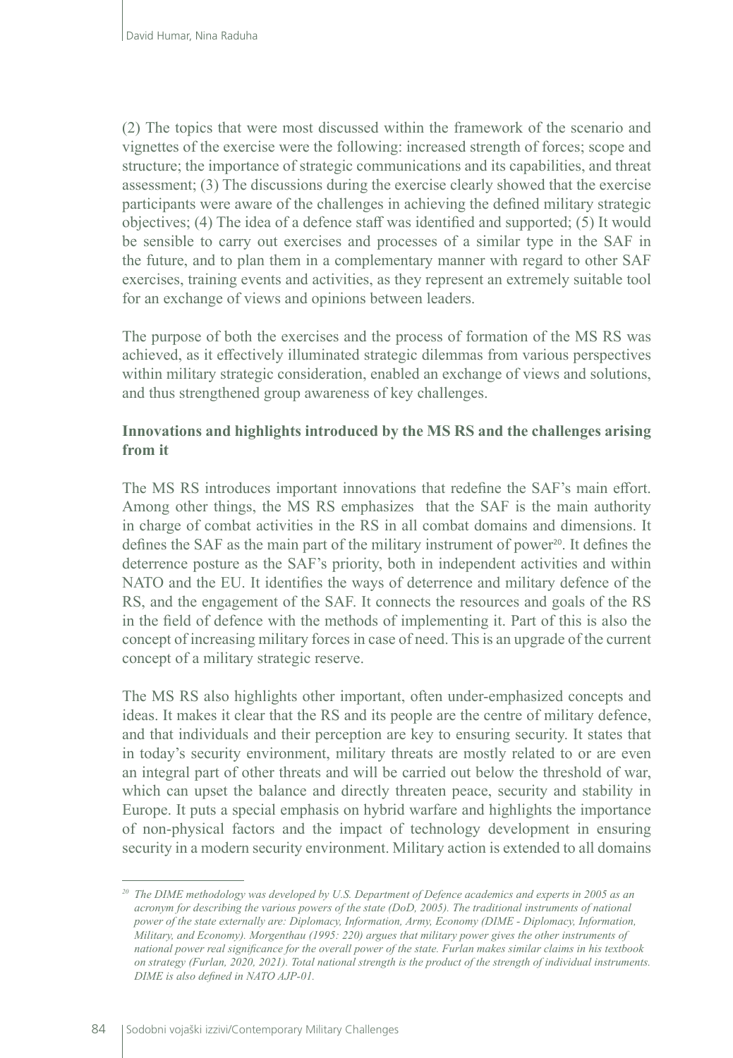(2) The topics that were most discussed within the framework of the scenario and vignettes of the exercise were the following: increased strength of forces; scope and structure; the importance of strategic communications and its capabilities, and threat assessment; (3) The discussions during the exercise clearly showed that the exercise participants were aware of the challenges in achieving the defined military strategic objectives; (4) The idea of a defence staff was identified and supported; (5) It would be sensible to carry out exercises and processes of a similar type in the SAF in the future, and to plan them in a complementary manner with regard to other SAF exercises, training events and activities, as they represent an extremely suitable tool for an exchange of views and opinions between leaders.

The purpose of both the exercises and the process of formation of the MS RS was achieved, as it effectively illuminated strategic dilemmas from various perspectives within military strategic consideration, enabled an exchange of views and solutions, and thus strengthened group awareness of key challenges.

**Innovations and highlights introduced by the MS RS and the challenges arising from it**

The MS RS introduces important innovations that redefine the SAF's main effort. Among other things, the MS RS emphasizes that the SAF is the main authority in charge of combat activities in the RS in all combat domains and dimensions. It defines the SAF as the main part of the military instrument of power[20]. It defines the deterrence posture as the SAF's priority, both in independent activities and within NATO and the EU. It identifies the ways of deterrence and military defence of the RS, and the engagement of the SAF. It connects the resources and goals of the RS in the field of defence with the methods of implementing it. Part of this is also the concept of increasing military forces in case of need. This is an upgrade of the current concept of a military strategic reserve.

The MS RS also highlights other important, often under-emphasized concepts and ideas. It makes it clear that the RS and its people are the centre of military defence, and that individuals and their perception are key to ensuring security. It states that in today's security environment, military threats are mostly related to or are even an integral part of other threats and will be carried out below the threshold of war, which can upset the balance and directly threaten peace, security and stability in Europe. It puts a special emphasis on hybrid warfare and highlights the importance of non-physical factors and the impact of technology development in ensuring security in a modern security environment. Military action is extended to all domains

---

[20] *The DIME methodology was developed by U.S. Department of Defence academics and experts in 2005 as an acronym for describing the various powers of the state (DoD, 2005). The traditional instruments of national power of the state externally are: Diplomacy, Information, Army, Economy (DIME - Diplomacy, Information, Military, and Economy). Morgenthau (1995: 220) argues that military power gives the other instruments of national power real significance for the overall power of the state. Furlan makes similar claims in his textbook on strategy (Furlan, 2020, 2021). Total national strength is the product of the strength of individual instruments. DIME is also defined in NATO AJP-01.*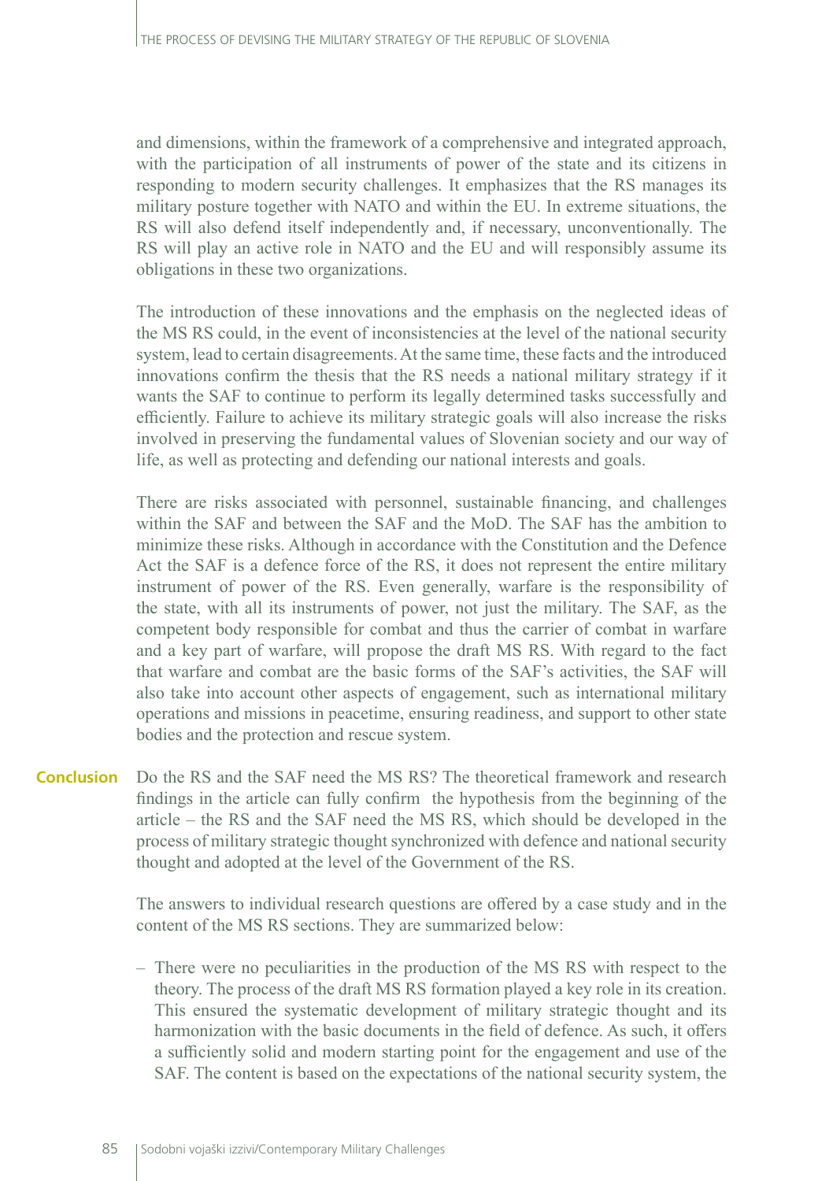and dimensions, within the framework of a comprehensive and integrated approach, with the participation of all instruments of power of the state and its citizens in responding to modern security challenges. It emphasizes that the RS manages its military posture together with NATO and within the EU. In extreme situations, the RS will also defend itself independently and, if necessary, unconventionally. The RS will play an active role in NATO and the EU and will responsibly assume its obligations in these two organizations.

The introduction of these innovations and the emphasis on the neglected ideas of the MS RS could, in the event of inconsistencies at the level of the national security system, lead to certain disagreements. At the same time, these facts and the introduced innovations confirm the thesis that the RS needs a national military strategy if it wants the SAF to continue to perform its legally determined tasks successfully and efficiently. Failure to achieve its military strategic goals will also increase the risks involved in preserving the fundamental values of Slovenian society and our way of life, as well as protecting and defending our national interests and goals.

There are risks associated with personnel, sustainable financing, and challenges within the SAF and between the SAF and the MoD. The SAF has the ambition to minimize these risks. Although in accordance with the Constitution and the Defence Act the SAF is a defence force of the RS, it does not represent the entire military instrument of power of the RS. Even generally, warfare is the responsibility of the state, with all its instruments of power, not just the military. The SAF, as the competent body responsible for combat and thus the carrier of combat in warfare and a key part of warfare, will propose the draft MS RS. With regard to the fact that warfare and combat are the basic forms of the SAF's activities, the SAF will also take into account other aspects of engagement, such as international military operations and missions in peacetime, ensuring readiness, and support to other state bodies and the protection and rescue system.

## Conclusion

Do the RS and the SAF need the MS RS? The theoretical framework and research findings in the article can fully confirm the hypothesis from the beginning of the article – the RS and the SAF need the MS RS, which should be developed in the process of military strategic thought synchronized with defence and national security thought and adopted at the level of the Government of the RS.

The answers to individual research questions are offered by a case study and in the content of the MS RS sections. They are summarized below:

– There were no peculiarities in the production of the MS RS with respect to the theory. The process of the draft MS RS formation played a key role in its creation. This ensured the systematic development of military strategic thought and its harmonization with the basic documents in the field of defence. As such, it offers a sufficiently solid and modern starting point for the engagement and use of the SAF. The content is based on the expectations of the national security system, the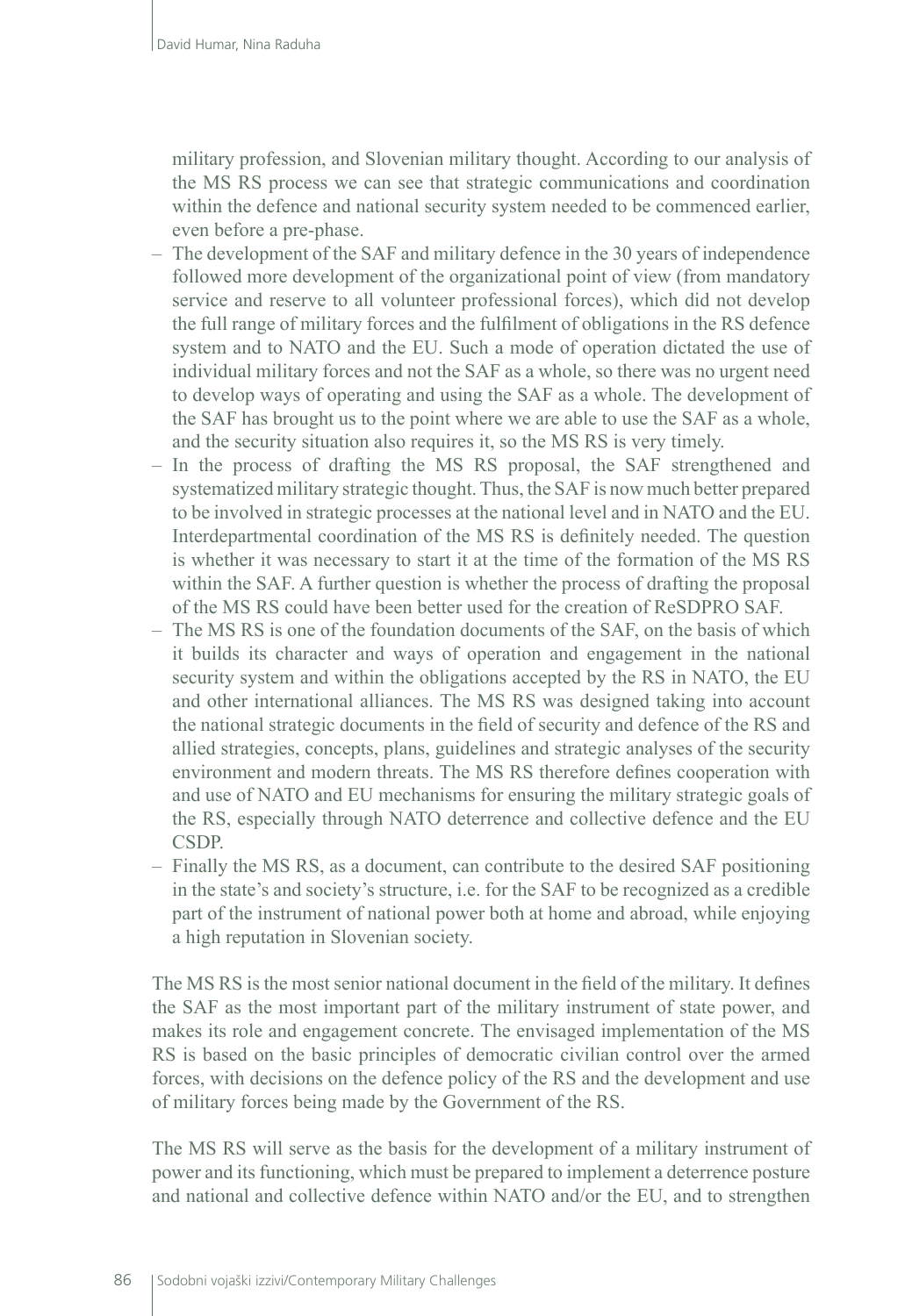military profession, and Slovenian military thought. According to our analysis of the MS RS process we can see that strategic communications and coordination within the defence and national security system needed to be commenced earlier, even before a pre-phase.

- The development of the SAF and military defence in the 30 years of independence followed more development of the organizational point of view (from mandatory service and reserve to all volunteer professional forces), which did not develop the full range of military forces and the fulfilment of obligations in the RS defence system and to NATO and the EU. Such a mode of operation dictated the use of individual military forces and not the SAF as a whole, so there was no urgent need to develop ways of operating and using the SAF as a whole. The development of the SAF has brought us to the point where we are able to use the SAF as a whole, and the security situation also requires it, so the MS RS is very timely.
- In the process of drafting the MS RS proposal, the SAF strengthened and systematized military strategic thought. Thus, the SAF is now much better prepared to be involved in strategic processes at the national level and in NATO and the EU. Interdepartmental coordination of the MS RS is definitely needed. The question is whether it was necessary to start it at the time of the formation of the MS RS within the SAF. A further question is whether the process of drafting the proposal of the MS RS could have been better used for the creation of ReSDPRO SAF.
- The MS RS is one of the foundation documents of the SAF, on the basis of which it builds its character and ways of operation and engagement in the national security system and within the obligations accepted by the RS in NATO, the EU and other international alliances. The MS RS was designed taking into account the national strategic documents in the field of security and defence of the RS and allied strategies, concepts, plans, guidelines and strategic analyses of the security environment and modern threats. The MS RS therefore defines cooperation with and use of NATO and EU mechanisms for ensuring the military strategic goals of the RS, especially through NATO deterrence and collective defence and the EU CSDP.
- Finally the MS RS, as a document, can contribute to the desired SAF positioning in the state's and society's structure, i.e. for the SAF to be recognized as a credible part of the instrument of national power both at home and abroad, while enjoying a high reputation in Slovenian society.

The MS RS is the most senior national document in the field of the military. It defines the SAF as the most important part of the military instrument of state power, and makes its role and engagement concrete. The envisaged implementation of the MS RS is based on the basic principles of democratic civilian control over the armed forces, with decisions on the defence policy of the RS and the development and use of military forces being made by the Government of the RS.

The MS RS will serve as the basis for the development of a military instrument of power and its functioning, which must be prepared to implement a deterrence posture and national and collective defence within NATO and/or the EU, and to strengthen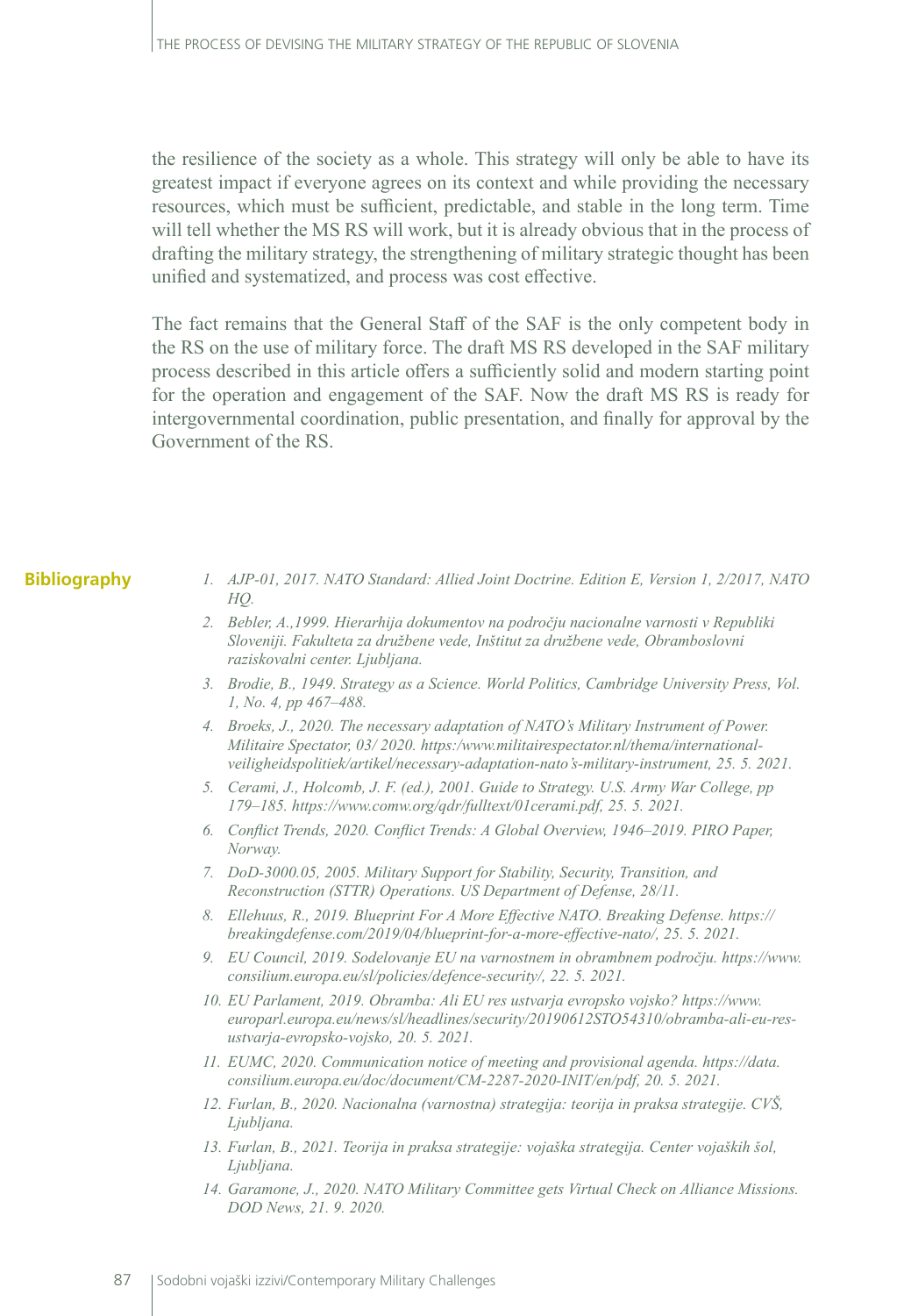the resilience of the society as a whole. This strategy will only be able to have its greatest impact if everyone agrees on its context and while providing the necessary resources, which must be sufficient, predictable, and stable in the long term. Time will tell whether the MS RS will work, but it is already obvious that in the process of drafting the military strategy, the strengthening of military strategic thought has been unified and systematized, and process was cost effective.

The fact remains that the General Staff of the SAF is the only competent body in the RS on the use of military force. The draft MS RS developed in the SAF military process described in this article offers a sufficiently solid and modern starting point for the operation and engagement of the SAF. Now the draft MS RS is ready for intergovernmental coordination, public presentation, and finally for approval by the Government of the RS.

## Bibliography

1. *AJP-01, 2017. NATO Standard: Allied Joint Doctrine. Edition E, Version 1, 2/2017, NATO HQ.*
2. *Bebler, A.,1999. Hierarhija dokumentov na področju nacionalne varnosti v Republiki Sloveniji. Fakulteta za družbene vede, Inštitut za družbene vede, Obramboslovni raziskovalni center. Ljubljana.*
3. *Brodie, B., 1949. Strategy as a Science. World Politics, Cambridge University Press, Vol. 1, No. 4, pp 467–488.*
4. *Broeks, J., 2020. The necessary adaptation of NATO's Military Instrument of Power. Militaire Spectator, 03/ 2020. https:/www.militairespectator.nl/thema/international-veiligheidspolitiek/artikel/necessary-adaptation-nato's-military-instrument, 25. 5. 2021.*
5. *Cerami, J., Holcomb, J. F. (ed.), 2001. Guide to Strategy. U.S. Army War College, pp 179–185. https://www.comw.org/qdr/fulltext/01cerami.pdf, 25. 5. 2021.*
6. *Conflict Trends, 2020. Conflict Trends: A Global Overview, 1946–2019. PIRO Paper, Norway.*
7. *DoD-3000.05, 2005. Military Support for Stability, Security, Transition, and Reconstruction (STTR) Operations. US Department of Defense, 28/11.*
8. *Ellehuus, R., 2019. Blueprint For A More Effective NATO. Breaking Defense. https://breakingdefense.com/2019/04/blueprint-for-a-more-effective-nato/, 25. 5. 2021.*
9. *EU Council, 2019. Sodelovanje EU na varnostnem in obrambnem področju. https://www.consilium.europa.eu/sl/policies/defence-security/, 22. 5. 2021.*
10. *EU Parlament, 2019. Obramba: Ali EU res ustvarja evropsko vojsko? https://www.europarl.europa.eu/news/sl/headlines/security/20190612STO54310/obramba-ali-eu-res-ustvarja-evropsko-vojsko, 20. 5. 2021.*
11. *EUMC, 2020. Communication notice of meeting and provisional agenda. https://data.consilium.europa.eu/doc/document/CM-2287-2020-INIT/en/pdf, 20. 5. 2021.*
12. *Furlan, B., 2020. Nacionalna (varnostna) strategija: teorija in praksa strategije. CVŠ, Ljubljana.*
13. *Furlan, B., 2021. Teorija in praksa strategije: vojaška strategija. Center vojaških šol, Ljubljana.*
14. *Garamone, J., 2020. NATO Military Committee gets Virtual Check on Alliance Missions. DOD News, 21. 9. 2020.*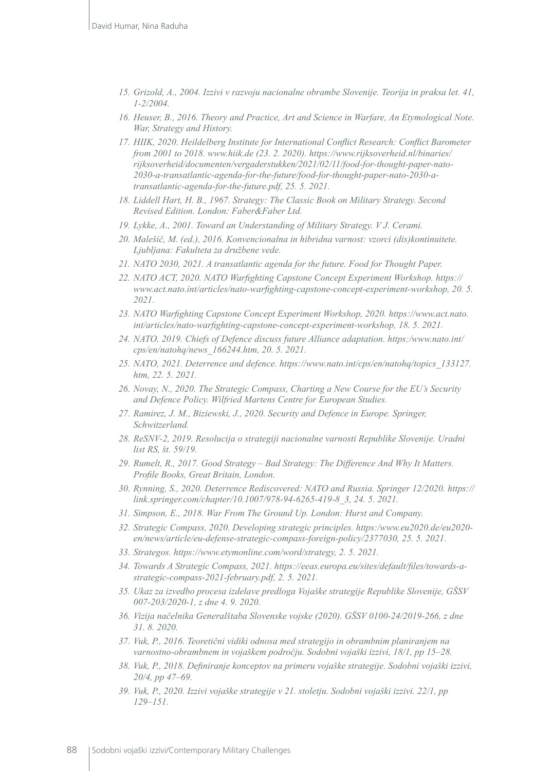15. *Grizold, A., 2004. Izzivi v razvoju nacionalne obrambe Slovenije. Teorija in praksa let. 41, 1-2/2004.*
16. *Heuser, B., 2016. Theory and Practice, Art and Science in Warfare, An Etymological Note. War, Strategy and History.*
17. *HIIK, 2020. Heildelberg Institute for International Conflict Research: Conflict Barometer from 2001 to 2018. www.hiik.de (23. 2. 2020). https://www.rijksoverheid.nl/binaries/rijksoverheid/documenten/vergaderstukken/2021/02/11/food-for-thought-paper-nato-2030-a-transatlantic-agenda-for-the-future/food-for-thought-paper-nato-2030-a-transatlantic-agenda-for-the-future.pdf, 25. 5. 2021.*
18. *Liddell Hart, H. B., 1967. Strategy: The Classic Book on Military Strategy. Second Revised Edition. London: Faber&Faber Ltd.*
19. *Lykke, A., 2001. Toward an Understanding of Military Strategy. V J. Cerami.*
20. *Malešič, M. (ed.), 2016. Konvencionalna in hibridna varnost: vzorci (dis)kontinuitete. Ljubljana: Fakulteta za družbene vede.*
21. *NATO 2030, 2021. A transatlantic agenda for the future. Food for Thought Paper.*
22. *NATO ACT, 2020. NATO Warfighting Capstone Concept Experiment Workshop. https://www.act.nato.int/articles/nato-warfighting-capstone-concept-experiment-workshop, 20. 5. 2021.*
23. *NATO Warfighting Capstone Concept Experiment Workshop, 2020. https://www.act.nato.int/articles/nato-warfighting-capstone-concept-experiment-workshop, 18. 5. 2021.*
24. *NATO, 2019. Chiefs of Defence discuss future Alliance adaptation. https:/www.nato.int/cps/en/natohq/news_166244.htm, 20. 5. 2021.*
25. *NATO, 2021. Deterrence and defence. https://www.nato.int/cps/en/natohq/topics_133127.htm, 22. 5. 2021.*
26. *Novay, N., 2020. The Strategic Compass, Charting a New Course for the EU's Security and Defence Policy. Wilfried Martens Centre for European Studies.*
27. *Ramirez, J. M., Biziewski, J., 2020. Security and Defence in Europe. Springer, Schwitzerland.*
28. *ReSNV-2, 2019. Resolucija o strategiji nacionalne varnosti Republike Slovenije. Uradni list RS, št. 59/19.*
29. *Rumelt, R., 2017. Good Strategy – Bad Strategy: The Difference And Why It Matters. Profile Books, Great Britain, London.*
30. *Rynning, S., 2020. Deterrence Rediscovered: NATO and Russia. Springer 12/2020. https://link.springer.com/chapter/10.1007/978-94-6265-419-8_3, 24. 5. 2021.*
31. *Simpson, E., 2018. War From The Ground Up. London: Hurst and Company.*
32. *Strategic Compass, 2020. Developing strategic principles. https:/www.eu2020.de/eu2020-en/news/article/eu-defense-strategic-compass-foreign-policy/2377030, 25. 5. 2021.*
33. *Strategos. https://www.etymonline.com/word/strategy, 2. 5. 2021.*
34. *Towards A Strategic Compass, 2021. https://eeas.europa.eu/sites/default/files/towards-a-strategic-compass-2021-february.pdf, 2. 5. 2021.*
35. *Ukaz za izvedbo procesa izdelave predloga Vojaške strategije Republike Slovenije, GŠSV 007-203/2020-1, z dne 4. 9. 2020.*
36. *Vizija načelnika Generalštaba Slovenske vojske (2020). GŠSV 0100-24/2019-266, z dne 31. 8. 2020.*
37. *Vuk, P., 2016. Teoretični vidiki odnosa med strategijo in obrambnim planiranjem na varnostno-obrambnem in vojaškem področju. Sodobni vojaški izzivi, 18/1, pp 15–28.*
38. *Vuk, P., 2018. Definiranje konceptov na primeru vojaške strategije. Sodobni vojaški izzivi, 20/4, pp 47–69.*
39. *Vuk, P., 2020. Izzivi vojaške strategije v 21. stoletju. Sodobni vojaški izzivi. 22/1, pp 129–151.*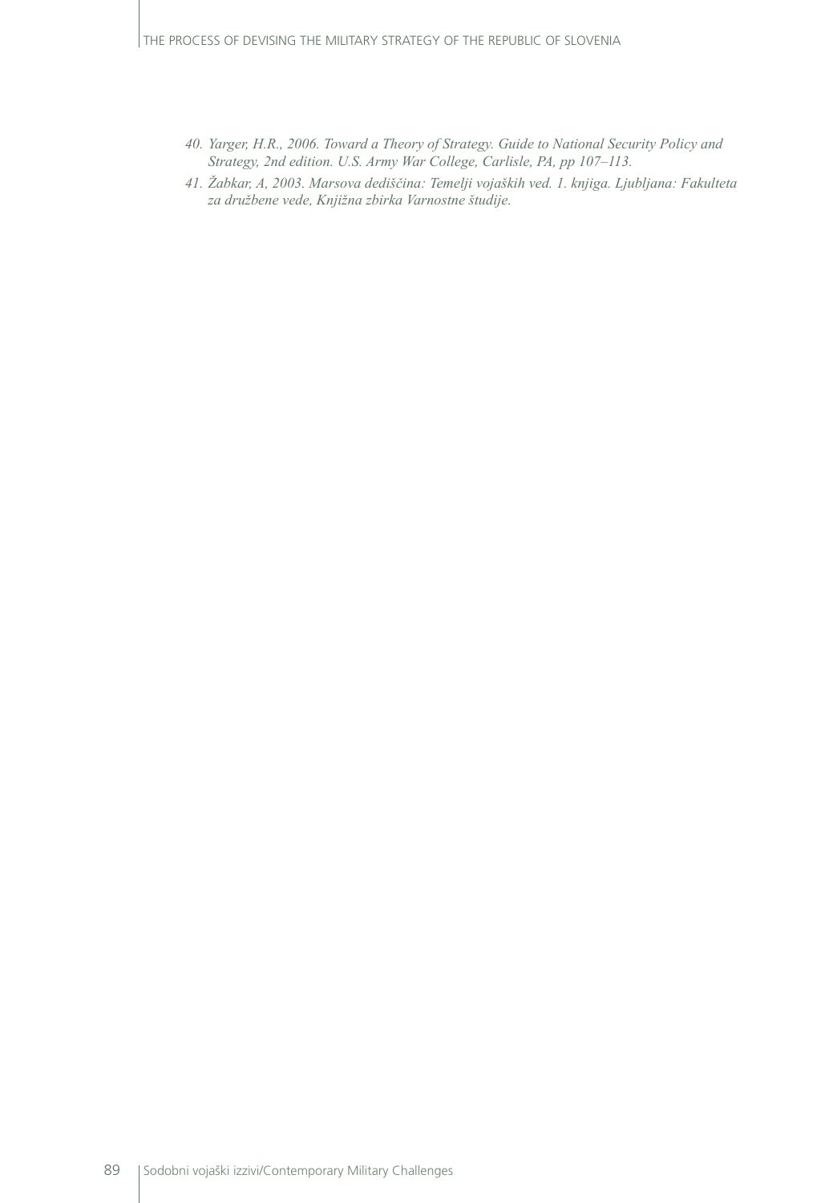40. *Yarger, H.R., 2006. Toward a Theory of Strategy. Guide to National Security Policy and Strategy, 2nd edition. U.S. Army War College, Carlisle, PA, pp 107–113.*
41. *Žabkar, A, 2003. Marsova dediščina: Temelji vojaških ved. 1. knjiga. Ljubljana: Fakulteta za družbene vede, Knjižna zbirka Varnostne študije.*